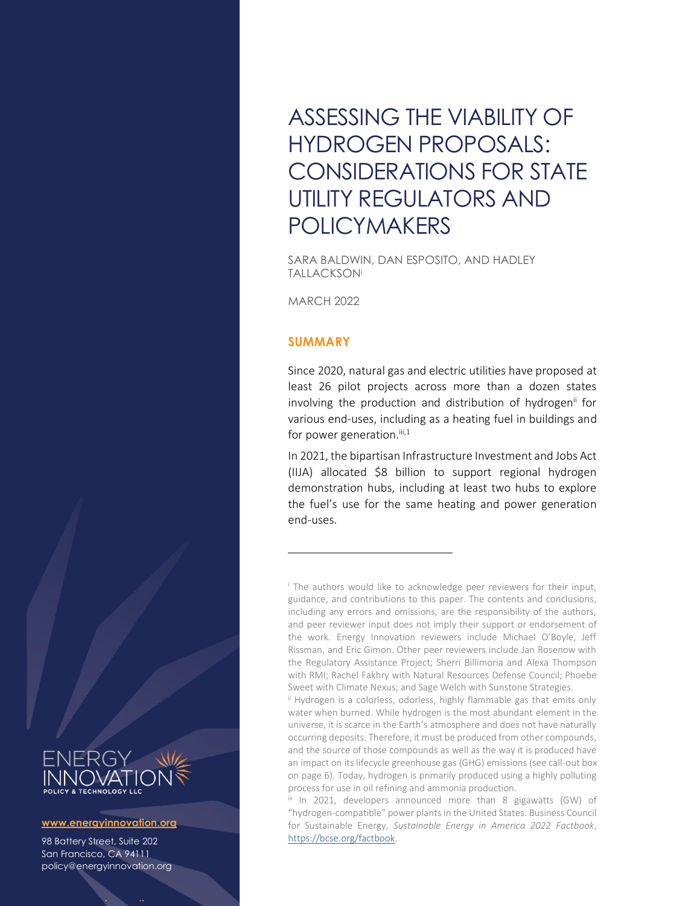# ASSESSING THE VIABILITY OF HYDROGEN PROPOSALS: CONSIDERATIONS FOR STATE UTILITY REGULATORS AND POLICYMAKERS

SARA BALDWIN, DAN ESPOSITO, AND HADLEY TALLACKSON[i]

MARCH 2022

## SUMMARY

Since 2020, natural gas and electric utilities have proposed at least 26 pilot projects across more than a dozen states involving the production and distribution of hydrogen[ii] for various end-uses, including as a heating fuel in buildings and for power generation.[iii,1]

In 2021, the bipartisan Infrastructure Investment and Jobs Act (IIJA) allocated $8 billion to support regional hydrogen demonstration hubs, including at least two hubs to explore the fuel's use for the same heating and power generation end-uses.

---

[i] The authors would like to acknowledge peer reviewers for their input, guidance, and contributions to this paper. The contents and conclusions, including any errors and omissions, are the responsibility of the authors, and peer reviewer input does not imply their support or endorsement of the work. Energy Innovation reviewers include Michael O'Boyle, Jeff Rissman, and Eric Gimon. Other peer reviewers include Jan Rosenow with the Regulatory Assistance Project; Sherri Billimoria and Alexa Thompson with RMI; Rachel Fakhry with Natural Resources Defense Council; Phoebe Sweet with Climate Nexus; and Sage Welch with Sunstone Strategies.

[ii] Hydrogen is a colorless, odorless, highly flammable gas that emits only water when burned. While hydrogen is the most abundant element in the universe, it is scarce in the Earth's atmosphere and does not have naturally occurring deposits. Therefore, it must be produced from other compounds, and the source of those compounds as well as the way it is produced have an impact on its lifecycle greenhouse gas (GHG) emissions (see call-out box on page 6). Today, hydrogen is primarily produced using a highly polluting process for use in oil refining and ammonia production.

[iii] In 2021, developers announced more than 8 gigawatts (GW) of "hydrogen-compatible" power plants in the United States. Business Council for Sustainable Energy, *Sustainable Energy in America 2022 Factbook*, https://bcse.org/factbook.

ENERGY INNOVATION
POLICY & TECHNOLOGY LLC

**www.energyinnovation.org**

98 Battery Street, Suite 202
San Francisco, CA 94111
policy@energyinnovation.org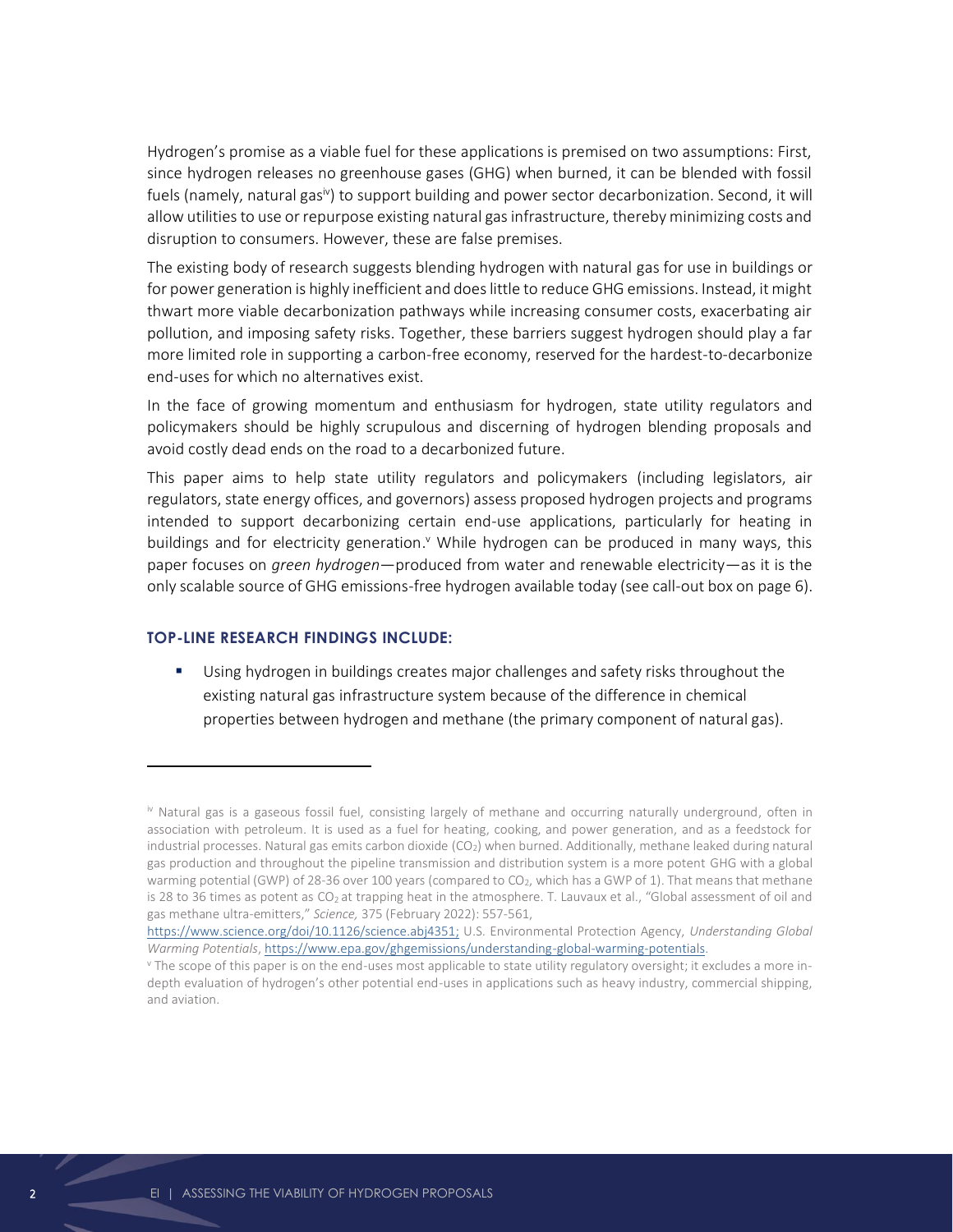Hydrogen's promise as a viable fuel for these applications is premised on two assumptions: First, since hydrogen releases no greenhouse gases (GHG) when burned, it can be blended with fossil fuels (namely, natural gas[iv]) to support building and power sector decarbonization. Second, it will allow utilities to use or repurpose existing natural gas infrastructure, thereby minimizing costs and disruption to consumers. However, these are false premises.

The existing body of research suggests blending hydrogen with natural gas for use in buildings or for power generation is highly inefficient and does little to reduce GHG emissions. Instead, it might thwart more viable decarbonization pathways while increasing consumer costs, exacerbating air pollution, and imposing safety risks. Together, these barriers suggest hydrogen should play a far more limited role in supporting a carbon-free economy, reserved for the hardest-to-decarbonize end-uses for which no alternatives exist.

In the face of growing momentum and enthusiasm for hydrogen, state utility regulators and policymakers should be highly scrupulous and discerning of hydrogen blending proposals and avoid costly dead ends on the road to a decarbonized future.

This paper aims to help state utility regulators and policymakers (including legislators, air regulators, state energy offices, and governors) assess proposed hydrogen projects and programs intended to support decarbonizing certain end-use applications, particularly for heating in buildings and for electricity generation.[v] While hydrogen can be produced in many ways, this paper focuses on *green hydrogen*—produced from water and renewable electricity—as it is the only scalable source of GHG emissions-free hydrogen available today (see call-out box on page 6).

### TOP-LINE RESEARCH FINDINGS INCLUDE:

- Using hydrogen in buildings creates major challenges and safety risks throughout the existing natural gas infrastructure system because of the difference in chemical properties between hydrogen and methane (the primary component of natural gas).

---

[iv] Natural gas is a gaseous fossil fuel, consisting largely of methane and occurring naturally underground, often in association with petroleum. It is used as a fuel for heating, cooking, and power generation, and as a feedstock for industrial processes. Natural gas emits carbon dioxide ($CO_2$) when burned. Additionally, methane leaked during natural gas production and throughout the pipeline transmission and distribution system is a more potent GHG with a global warming potential (GWP) of 28-36 over 100 years (compared to $CO_2$, which has a GWP of 1). That means that methane is 28 to 36 times as potent as $CO_2$ at trapping heat in the atmosphere. T. Lauvaux et al., "Global assessment of oil and gas methane ultra-emitters," *Science,* 375 (February 2022): 557-561, https://www.science.org/doi/10.1126/science.abj4351; U.S. Environmental Protection Agency, *Understanding Global Warming Potentials*, https://www.epa.gov/ghgemissions/understanding-global-warming-potentials.

[v] The scope of this paper is on the end-uses most applicable to state utility regulatory oversight; it excludes a more in-depth evaluation of hydrogen's other potential end-uses in applications such as heavy industry, commercial shipping, and aviation.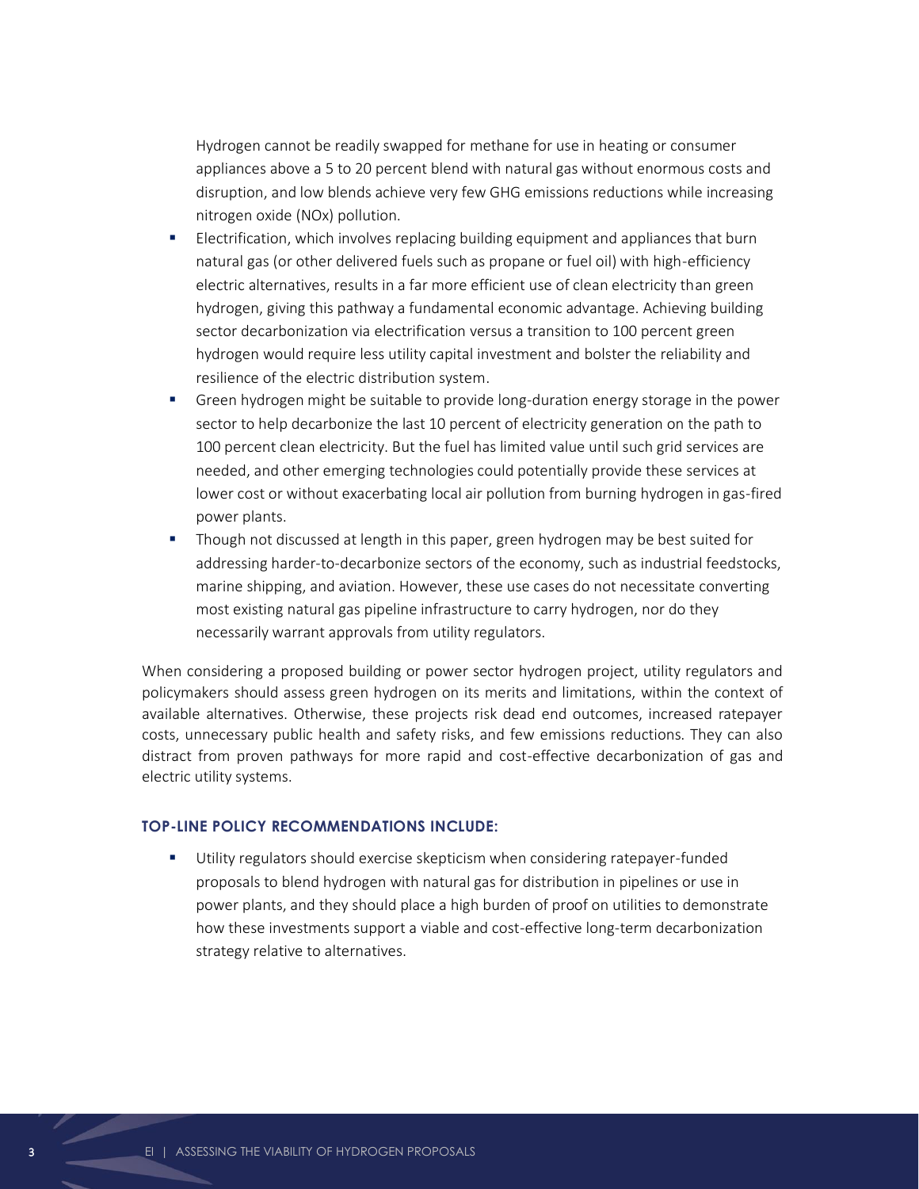Hydrogen cannot be readily swapped for methane for use in heating or consumer appliances above a 5 to 20 percent blend with natural gas without enormous costs and disruption, and low blends achieve very few GHG emissions reductions while increasing nitrogen oxide (NOx) pollution.

- Electrification, which involves replacing building equipment and appliances that burn natural gas (or other delivered fuels such as propane or fuel oil) with high-efficiency electric alternatives, results in a far more efficient use of clean electricity than green hydrogen, giving this pathway a fundamental economic advantage. Achieving building sector decarbonization via electrification versus a transition to 100 percent green hydrogen would require less utility capital investment and bolster the reliability and resilience of the electric distribution system.
- Green hydrogen might be suitable to provide long-duration energy storage in the power sector to help decarbonize the last 10 percent of electricity generation on the path to 100 percent clean electricity. But the fuel has limited value until such grid services are needed, and other emerging technologies could potentially provide these services at lower cost or without exacerbating local air pollution from burning hydrogen in gas-fired power plants.
- Though not discussed at length in this paper, green hydrogen may be best suited for addressing harder-to-decarbonize sectors of the economy, such as industrial feedstocks, marine shipping, and aviation. However, these use cases do not necessitate converting most existing natural gas pipeline infrastructure to carry hydrogen, nor do they necessarily warrant approvals from utility regulators.

When considering a proposed building or power sector hydrogen project, utility regulators and policymakers should assess green hydrogen on its merits and limitations, within the context of available alternatives. Otherwise, these projects risk dead end outcomes, increased ratepayer costs, unnecessary public health and safety risks, and few emissions reductions. They can also distract from proven pathways for more rapid and cost-effective decarbonization of gas and electric utility systems.

#### TOP-LINE POLICY RECOMMENDATIONS INCLUDE:

- Utility regulators should exercise skepticism when considering ratepayer-funded proposals to blend hydrogen with natural gas for distribution in pipelines or use in power plants, and they should place a high burden of proof on utilities to demonstrate how these investments support a viable and cost-effective long-term decarbonization strategy relative to alternatives.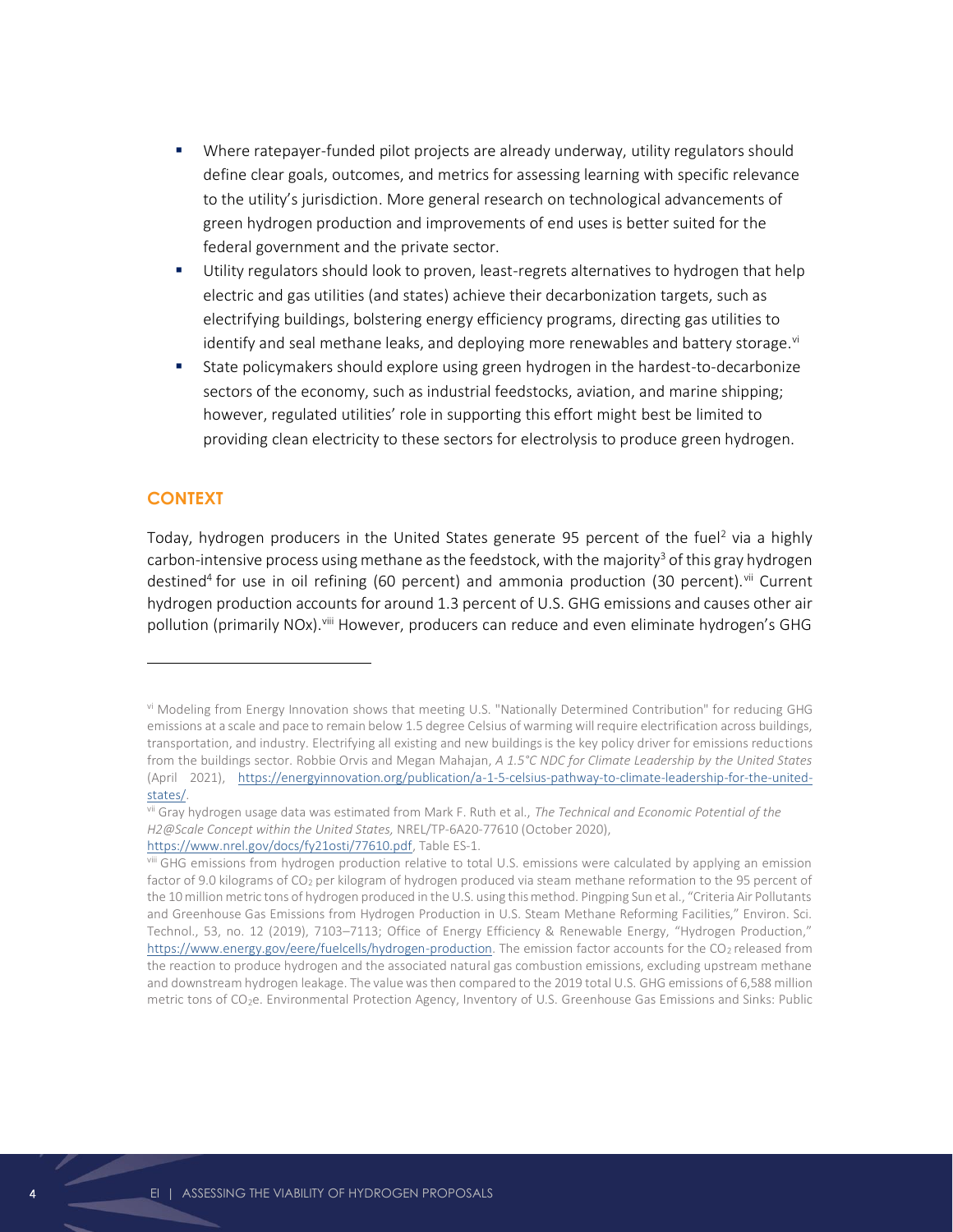- Where ratepayer-funded pilot projects are already underway, utility regulators should define clear goals, outcomes, and metrics for assessing learning with specific relevance to the utility's jurisdiction. More general research on technological advancements of green hydrogen production and improvements of end uses is better suited for the federal government and the private sector.
- Utility regulators should look to proven, least-regrets alternatives to hydrogen that help electric and gas utilities (and states) achieve their decarbonization targets, such as electrifying buildings, bolstering energy efficiency programs, directing gas utilities to identify and seal methane leaks, and deploying more renewables and battery storage.[vi]
- State policymakers should explore using green hydrogen in the hardest-to-decarbonize sectors of the economy, such as industrial feedstocks, aviation, and marine shipping; however, regulated utilities' role in supporting this effort might best be limited to providing clean electricity to these sectors for electrolysis to produce green hydrogen.

## CONTEXT

Today, hydrogen producers in the United States generate 95 percent of the fuel[2] via a highly carbon-intensive process using methane as the feedstock, with the majority[3] of this gray hydrogen destined[4] for use in oil refining (60 percent) and ammonia production (30 percent).[vii] Current hydrogen production accounts for around 1.3 percent of U.S. GHG emissions and causes other air pollution (primarily NOx).[viii] However, producers can reduce and even eliminate hydrogen's GHG

---

[vi] Modeling from Energy Innovation shows that meeting U.S. "Nationally Determined Contribution" for reducing GHG emissions at a scale and pace to remain below 1.5 degree Celsius of warming will require electrification across buildings, transportation, and industry. Electrifying all existing and new buildings is the key policy driver for emissions reductions from the buildings sector. Robbie Orvis and Megan Mahajan, *A 1.5°C NDC for Climate Leadership by the United States* (April 2021), https://energyinnovation.org/publication/a-1-5-celsius-pathway-to-climate-leadership-for-the-united-states/.

[vii] Gray hydrogen usage data was estimated from Mark F. Ruth et al., *The Technical and Economic Potential of the H2@Scale Concept within the United States,* NREL/TP-6A20-77610 (October 2020), https://www.nrel.gov/docs/fy21osti/77610.pdf, Table ES-1.

[viii] GHG emissions from hydrogen production relative to total U.S. emissions were calculated by applying an emission factor of 9.0 kilograms of $CO_2$ per kilogram of hydrogen produced via steam methane reformation to the 95 percent of the 10 million metric tons of hydrogen produced in the U.S. using this method. Pingping Sun et al., "Criteria Air Pollutants and Greenhouse Gas Emissions from Hydrogen Production in U.S. Steam Methane Reforming Facilities," Environ. Sci. Technol., 53, no. 12 (2019), 7103–7113; Office of Energy Efficiency & Renewable Energy, "Hydrogen Production," https://www.energy.gov/eere/fuelcells/hydrogen-production. The emission factor accounts for the $CO_2$ released from the reaction to produce hydrogen and the associated natural gas combustion emissions, excluding upstream methane and downstream hydrogen leakage. The value was then compared to the 2019 total U.S. GHG emissions of 6,588 million metric tons of $CO_2$e. Environmental Protection Agency, Inventory of U.S. Greenhouse Gas Emissions and Sinks: Public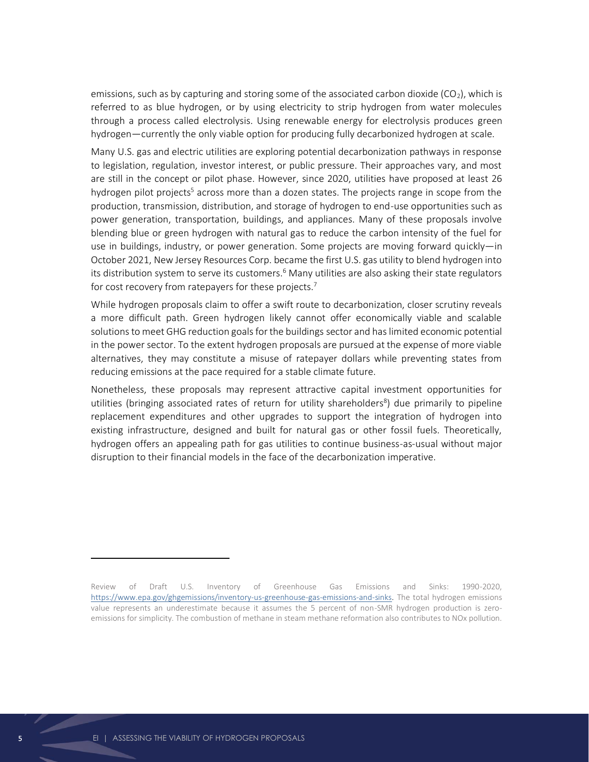emissions, such as by capturing and storing some of the associated carbon dioxide ($CO_2$), which is referred to as blue hydrogen, or by using electricity to strip hydrogen from water molecules through a process called electrolysis. Using renewable energy for electrolysis produces green hydrogen—currently the only viable option for producing fully decarbonized hydrogen at scale.

Many U.S. gas and electric utilities are exploring potential decarbonization pathways in response to legislation, regulation, investor interest, or public pressure. Their approaches vary, and most are still in the concept or pilot phase. However, since 2020, utilities have proposed at least 26 hydrogen pilot projects[5] across more than a dozen states. The projects range in scope from the production, transmission, distribution, and storage of hydrogen to end-use opportunities such as power generation, transportation, buildings, and appliances. Many of these proposals involve blending blue or green hydrogen with natural gas to reduce the carbon intensity of the fuel for use in buildings, industry, or power generation. Some projects are moving forward quickly—in October 2021, New Jersey Resources Corp. became the first U.S. gas utility to blend hydrogen into its distribution system to serve its customers.[6] Many utilities are also asking their state regulators for cost recovery from ratepayers for these projects.[7]

While hydrogen proposals claim to offer a swift route to decarbonization, closer scrutiny reveals a more difficult path. Green hydrogen likely cannot offer economically viable and scalable solutions to meet GHG reduction goals for the buildings sector and has limited economic potential in the power sector. To the extent hydrogen proposals are pursued at the expense of more viable alternatives, they may constitute a misuse of ratepayer dollars while preventing states from reducing emissions at the pace required for a stable climate future.

Nonetheless, these proposals may represent attractive capital investment opportunities for utilities (bringing associated rates of return for utility shareholders[8]) due primarily to pipeline replacement expenditures and other upgrades to support the integration of hydrogen into existing infrastructure, designed and built for natural gas or other fossil fuels. Theoretically, hydrogen offers an appealing path for gas utilities to continue business-as-usual without major disruption to their financial models in the face of the decarbonization imperative.

---

Review of Draft U.S. Inventory of Greenhouse Gas Emissions and Sinks: 1990-2020, https://www.epa.gov/ghgemissions/inventory-us-greenhouse-gas-emissions-and-sinks. The total hydrogen emissions value represents an underestimate because it assumes the 5 percent of non-SMR hydrogen production is zero-emissions for simplicity. The combustion of methane in steam methane reformation also contributes to NOx pollution.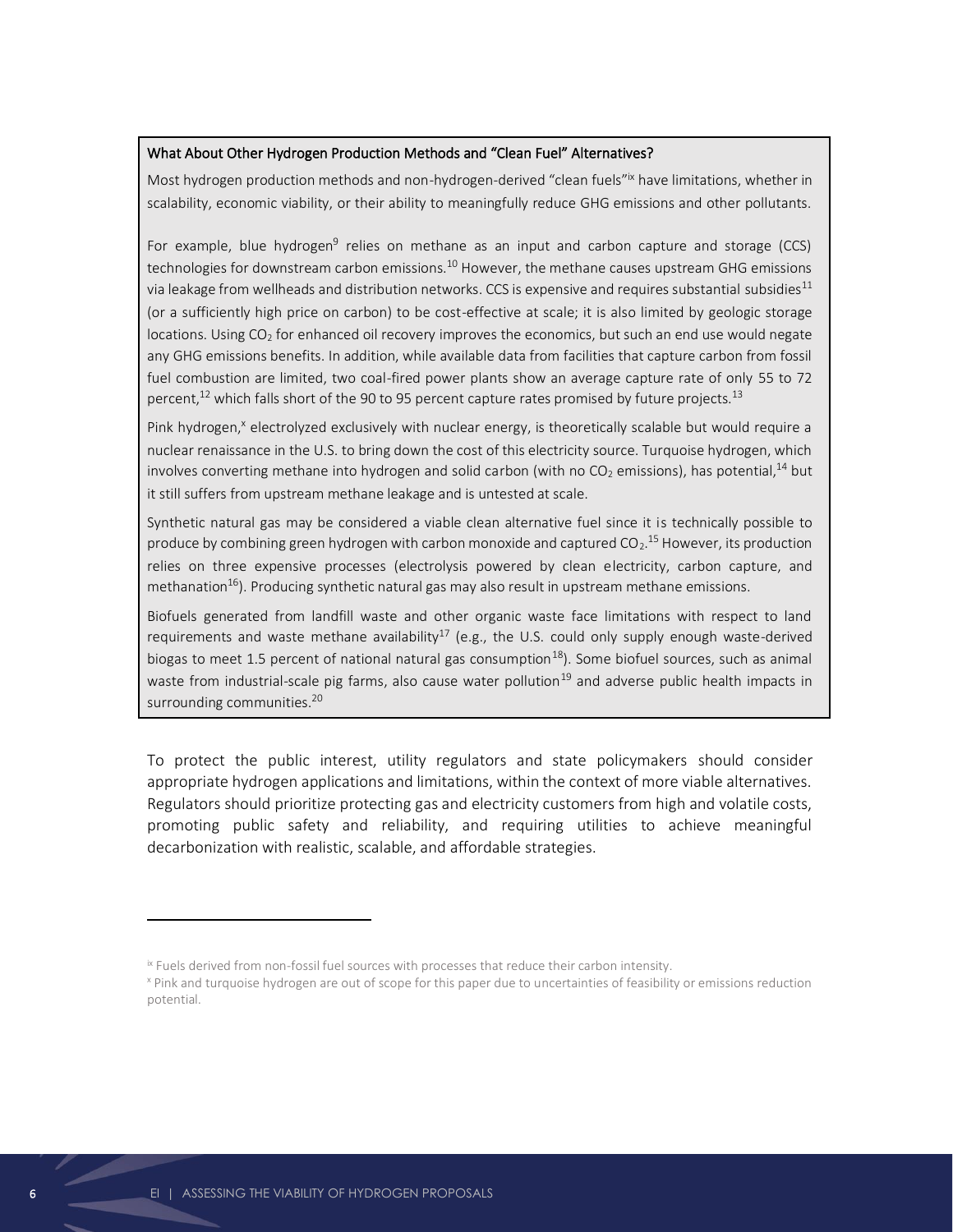### What About Other Hydrogen Production Methods and "Clean Fuel" Alternatives?

Most hydrogen production methods and non-hydrogen-derived "clean fuels"[ix] have limitations, whether in scalability, economic viability, or their ability to meaningfully reduce GHG emissions and other pollutants.

For example, blue hydrogen[9] relies on methane as an input and carbon capture and storage (CCS) technologies for downstream carbon emissions.[10] However, the methane causes upstream GHG emissions via leakage from wellheads and distribution networks. CCS is expensive and requires substantial subsidies[11] (or a sufficiently high price on carbon) to be cost-effective at scale; it is also limited by geologic storage locations. Using $CO_2$ for enhanced oil recovery improves the economics, but such an end use would negate any GHG emissions benefits. In addition, while available data from facilities that capture carbon from fossil fuel combustion are limited, two coal-fired power plants show an average capture rate of only 55 to 72 percent,[12] which falls short of the 90 to 95 percent capture rates promised by future projects.[13]

Pink hydrogen,[x] electrolyzed exclusively with nuclear energy, is theoretically scalable but would require a nuclear renaissance in the U.S. to bring down the cost of this electricity source. Turquoise hydrogen, which involves converting methane into hydrogen and solid carbon (with no $CO_2$ emissions), has potential,[14] but it still suffers from upstream methane leakage and is untested at scale.

Synthetic natural gas may be considered a viable clean alternative fuel since it is technically possible to produce by combining green hydrogen with carbon monoxide and captured $CO_2$.[15] However, its production relies on three expensive processes (electrolysis powered by clean electricity, carbon capture, and methanation[16]). Producing synthetic natural gas may also result in upstream methane emissions.

Biofuels generated from landfill waste and other organic waste face limitations with respect to land requirements and waste methane availability[17] (e.g., the U.S. could only supply enough waste-derived biogas to meet 1.5 percent of national natural gas consumption[18]). Some biofuel sources, such as animal waste from industrial-scale pig farms, also cause water pollution[19] and adverse public health impacts in surrounding communities.[20]

To protect the public interest, utility regulators and state policymakers should consider appropriate hydrogen applications and limitations, within the context of more viable alternatives. Regulators should prioritize protecting gas and electricity customers from high and volatile costs, promoting public safety and reliability, and requiring utilities to achieve meaningful decarbonization with realistic, scalable, and affordable strategies.

---

[ix] Fuels derived from non-fossil fuel sources with processes that reduce their carbon intensity.

[x] Pink and turquoise hydrogen are out of scope for this paper due to uncertainties of feasibility or emissions reduction potential.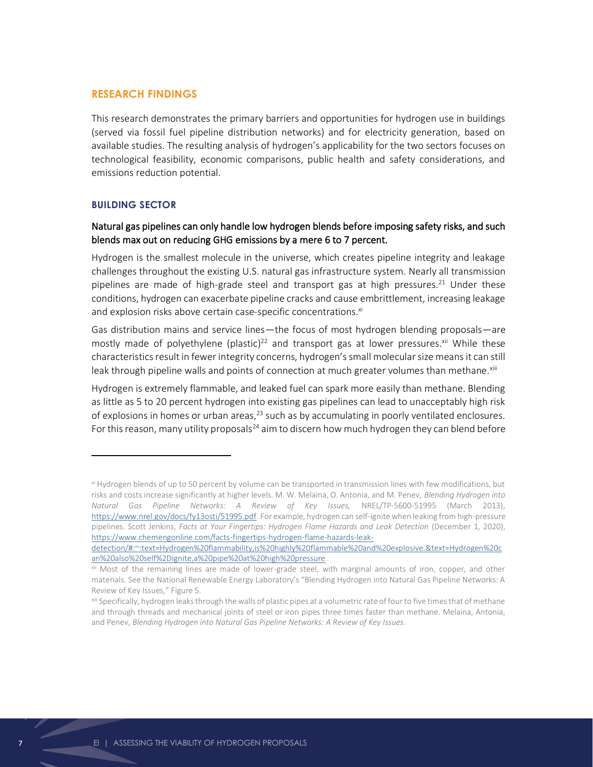## RESEARCH FINDINGS

This research demonstrates the primary barriers and opportunities for hydrogen use in buildings (served via fossil fuel pipeline distribution networks) and for electricity generation, based on available studies. The resulting analysis of hydrogen's applicability for the two sectors focuses on technological feasibility, economic comparisons, public health and safety considerations, and emissions reduction potential.

### BUILDING SECTOR

#### Natural gas pipelines can only handle low hydrogen blends before imposing safety risks, and such blends max out on reducing GHG emissions by a mere 6 to 7 percent.

Hydrogen is the smallest molecule in the universe, which creates pipeline integrity and leakage challenges throughout the existing U.S. natural gas infrastructure system. Nearly all transmission pipelines are made of high-grade steel and transport gas at high pressures.[21] Under these conditions, hydrogen can exacerbate pipeline cracks and cause embrittlement, increasing leakage and explosion risks above certain case-specific concentrations.[xi]

Gas distribution mains and service lines—the focus of most hydrogen blending proposals—are mostly made of polyethylene (plastic)[22] and transport gas at lower pressures.[xii] While these characteristics result in fewer integrity concerns, hydrogen's small molecular size means it can still leak through pipeline walls and points of connection at much greater volumes than methane.[xiii]

Hydrogen is extremely flammable, and leaked fuel can spark more easily than methane. Blending as little as 5 to 20 percent hydrogen into existing gas pipelines can lead to unacceptably high risk of explosions in homes or urban areas,[23] such as by accumulating in poorly ventilated enclosures. For this reason, many utility proposals[24] aim to discern how much hydrogen they can blend before

---

[xi] Hydrogen blends of up to 50 percent by volume can be transported in transmission lines with few modifications, but risks and costs increase significantly at higher levels. M. W. Melaina, O. Antonia, and M. Penev, *Blending Hydrogen into Natural Gas Pipeline Networks: A Review of Key Issues,* NREL/TP-5600-51995 (March 2013), https://www.nrel.gov/docs/fy13osti/51995.pdf. For example, hydrogen can self-ignite when leaking from high-pressure pipelines. Scott Jenkins, *Facts at Your Fingertips: Hydrogen Flame Hazards and Leak Detection* (December 1, 2020), https://www.chemengonline.com/facts-fingertips-hydrogen-flame-hazards-leak-detection/#:~:text=Hydrogen%20flammability,is%20highly%20flammable%20and%20explosive.&text=Hydrogen%20can%20also%20self%2Dignite,a%20pipe%20at%20high%20pressure.

[xii] Most of the remaining lines are made of lower-grade steel, with marginal amounts of iron, copper, and other materials. See the National Renewable Energy Laboratory's "Blending Hydrogen into Natural Gas Pipeline Networks: A Review of Key Issues," Figure 5.

[xiii] Specifically, hydrogen leaks through the walls of plastic pipes at a volumetric rate of four to five times that of methane and through threads and mechanical joints of steel or iron pipes three times faster than methane. Melaina, Antonia, and Penev, *Blending Hydrogen into Natural Gas Pipeline Networks: A Review of Key Issues*.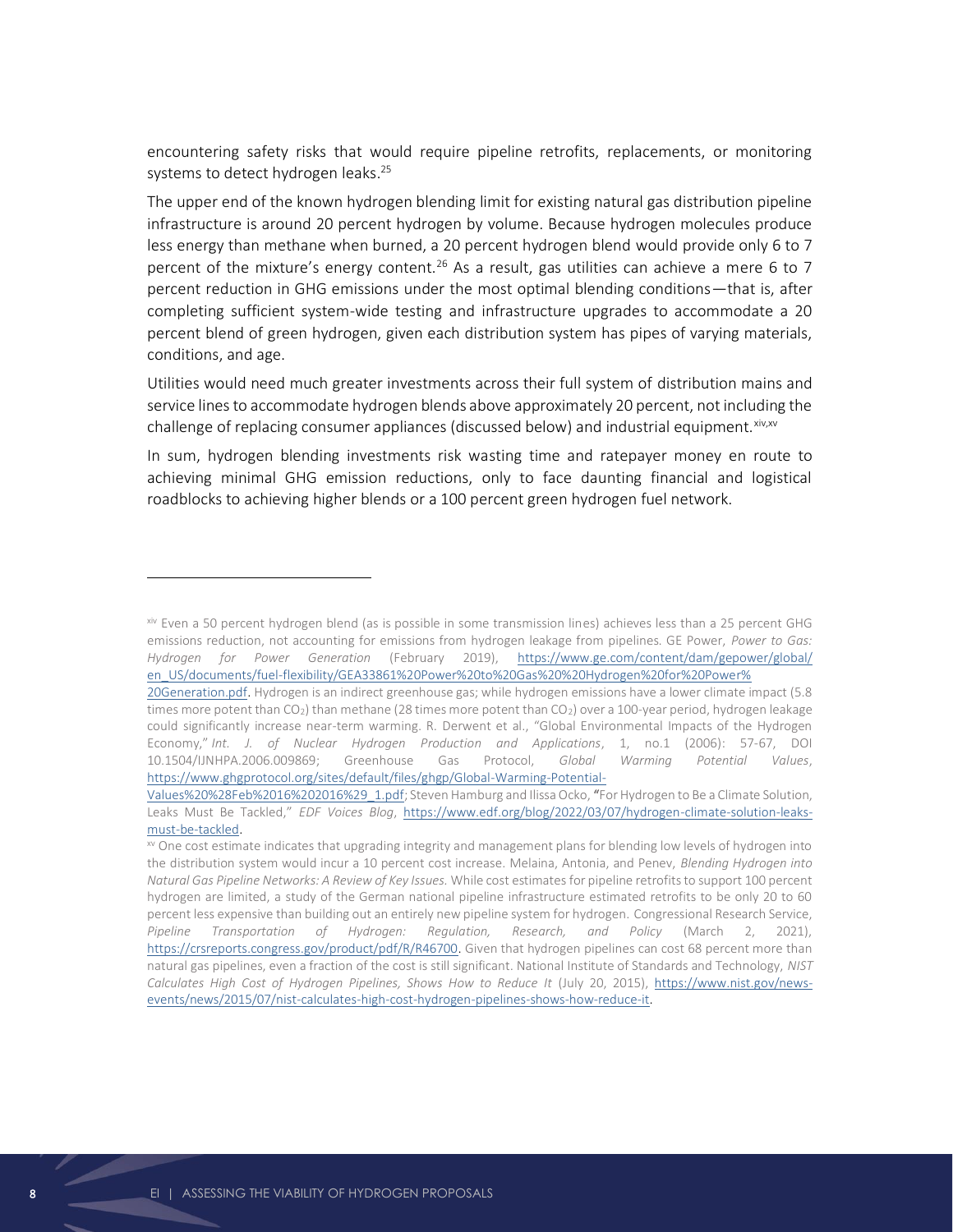encountering safety risks that would require pipeline retrofits, replacements, or monitoring systems to detect hydrogen leaks.[25]

The upper end of the known hydrogen blending limit for existing natural gas distribution pipeline infrastructure is around 20 percent hydrogen by volume. Because hydrogen molecules produce less energy than methane when burned, a 20 percent hydrogen blend would provide only 6 to 7 percent of the mixture's energy content.[26] As a result, gas utilities can achieve a mere 6 to 7 percent reduction in GHG emissions under the most optimal blending conditions—that is, after completing sufficient system-wide testing and infrastructure upgrades to accommodate a 20 percent blend of green hydrogen, given each distribution system has pipes of varying materials, conditions, and age.

Utilities would need much greater investments across their full system of distribution mains and service lines to accommodate hydrogen blends above approximately 20 percent, not including the challenge of replacing consumer appliances (discussed below) and industrial equipment.[xiv,xv]

In sum, hydrogen blending investments risk wasting time and ratepayer money en route to achieving minimal GHG emission reductions, only to face daunting financial and logistical roadblocks to achieving higher blends or a 100 percent green hydrogen fuel network.

---

[xiv] Even a 50 percent hydrogen blend (as is possible in some transmission lines) achieves less than a 25 percent GHG emissions reduction, not accounting for emissions from hydrogen leakage from pipelines. GE Power, *Power to Gas: Hydrogen for Power Generation* (February 2019), https://www.ge.com/content/dam/gepower/global/en_US/documents/fuel-flexibility/GEA33861%20Power%20to%20Gas%20%20Hydrogen%20for%20Power%20Generation.pdf. Hydrogen is an indirect greenhouse gas; while hydrogen emissions have a lower climate impact (5.8 times more potent than $CO_2$) than methane (28 times more potent than $CO_2$) over a 100-year period, hydrogen leakage could significantly increase near-term warming. R. Derwent et al., "Global Environmental Impacts of the Hydrogen Economy," *Int. J. of Nuclear Hydrogen Production and Applications*, 1, no.1 (2006): 57-67, DOI 10.1504/IJNHPA.2006.009869; Greenhouse Gas Protocol, *Global Warming Potential Values*, https://www.ghgprotocol.org/sites/default/files/ghgp/Global-Warming-Potential-Values%20%28Feb%2016%202016%29_1.pdf; Steven Hamburg and Ilissa Ocko, "For Hydrogen to Be a Climate Solution, Leaks Must Be Tackled," *EDF Voices Blog*, https://www.edf.org/blog/2022/03/07/hydrogen-climate-solution-leaks-must-be-tackled.

[xv] One cost estimate indicates that upgrading integrity and management plans for blending low levels of hydrogen into the distribution system would incur a 10 percent cost increase. Melaina, Antonia, and Penev, *Blending Hydrogen into Natural Gas Pipeline Networks: A Review of Key Issues.* While cost estimates for pipeline retrofits to support 100 percent hydrogen are limited, a study of the German national pipeline infrastructure estimated retrofits to be only 20 to 60 percent less expensive than building out an entirely new pipeline system for hydrogen. Congressional Research Service, *Pipeline Transportation of Hydrogen: Regulation, Research, and Policy* (March 2, 2021), https://crsreports.congress.gov/product/pdf/R/R46700. Given that hydrogen pipelines can cost 68 percent more than natural gas pipelines, even a fraction of the cost is still significant. National Institute of Standards and Technology, *NIST Calculates High Cost of Hydrogen Pipelines, Shows How to Reduce It* (July 20, 2015), https://www.nist.gov/news-events/news/2015/07/nist-calculates-high-cost-hydrogen-pipelines-shows-how-reduce-it.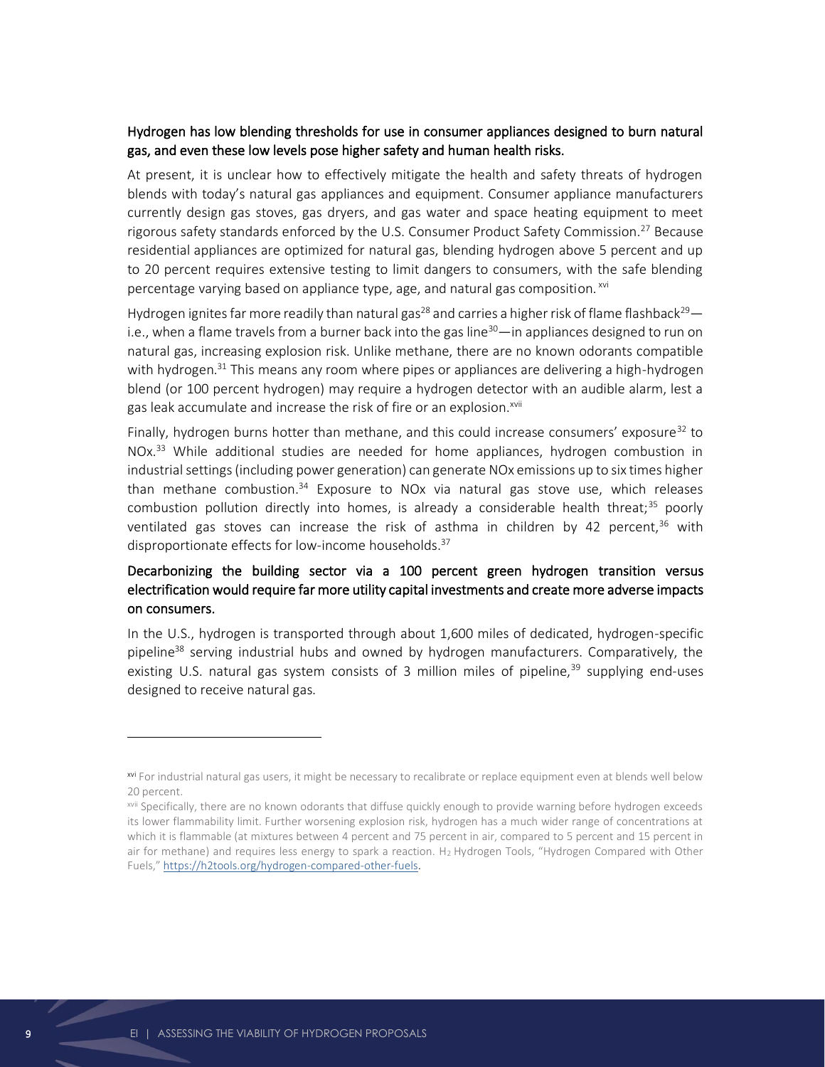### Hydrogen has low blending thresholds for use in consumer appliances designed to burn natural gas, and even these low levels pose higher safety and human health risks.

At present, it is unclear how to effectively mitigate the health and safety threats of hydrogen blends with today's natural gas appliances and equipment. Consumer appliance manufacturers currently design gas stoves, gas dryers, and gas water and space heating equipment to meet rigorous safety standards enforced by the U.S. Consumer Product Safety Commission.[27] Because residential appliances are optimized for natural gas, blending hydrogen above 5 percent and up to 20 percent requires extensive testing to limit dangers to consumers, with the safe blending percentage varying based on appliance type, age, and natural gas composition.[xvi]

Hydrogen ignites far more readily than natural gas[28] and carries a higher risk of flame flashback[29]—i.e., when a flame travels from a burner back into the gas line[30]—in appliances designed to run on natural gas, increasing explosion risk. Unlike methane, there are no known odorants compatible with hydrogen.[31] This means any room where pipes or appliances are delivering a high-hydrogen blend (or 100 percent hydrogen) may require a hydrogen detector with an audible alarm, lest a gas leak accumulate and increase the risk of fire or an explosion.[xvii]

Finally, hydrogen burns hotter than methane, and this could increase consumers' exposure[32] to NOx.[33] While additional studies are needed for home appliances, hydrogen combustion in industrial settings (including power generation) can generate NOx emissions up to six times higher than methane combustion.[34] Exposure to NOx via natural gas stove use, which releases combustion pollution directly into homes, is already a considerable health threat;[35] poorly ventilated gas stoves can increase the risk of asthma in children by 42 percent,[36] with disproportionate effects for low-income households.[37]

### Decarbonizing the building sector via a 100 percent green hydrogen transition versus electrification would require far more utility capital investments and create more adverse impacts on consumers.

In the U.S., hydrogen is transported through about 1,600 miles of dedicated, hydrogen-specific pipeline[38] serving industrial hubs and owned by hydrogen manufacturers. Comparatively, the existing U.S. natural gas system consists of 3 million miles of pipeline,[39] supplying end-uses designed to receive natural gas.

---

[xvi] For industrial natural gas users, it might be necessary to recalibrate or replace equipment even at blends well below 20 percent.

[xvii] Specifically, there are no known odorants that diffuse quickly enough to provide warning before hydrogen exceeds its lower flammability limit. Further worsening explosion risk, hydrogen has a much wider range of concentrations at which it is flammable (at mixtures between 4 percent and 75 percent in air, compared to 5 percent and 15 percent in air for methane) and requires less energy to spark a reaction. $H_2$ Hydrogen Tools, "Hydrogen Compared with Other Fuels," https://h2tools.org/hydrogen-compared-other-fuels.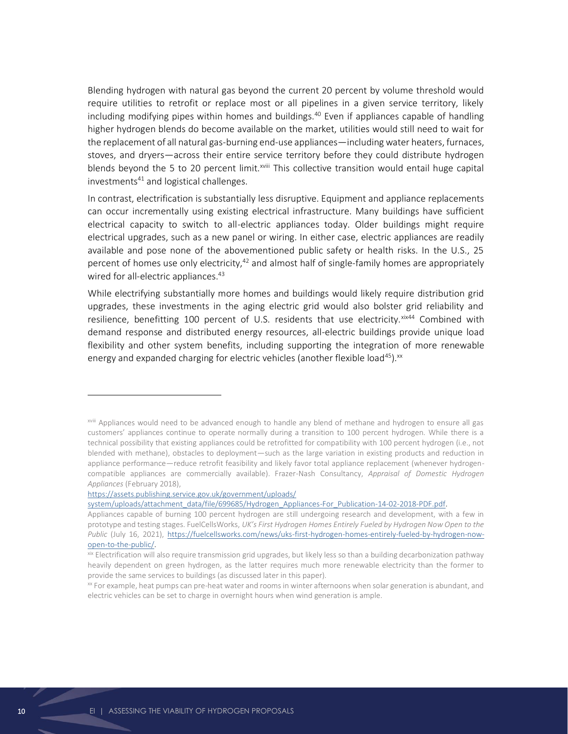Blending hydrogen with natural gas beyond the current 20 percent by volume threshold would require utilities to retrofit or replace most or all pipelines in a given service territory, likely including modifying pipes within homes and buildings.[40] Even if appliances capable of handling higher hydrogen blends do become available on the market, utilities would still need to wait for the replacement of all natural gas-burning end-use appliances—including water heaters, furnaces, stoves, and dryers—across their entire service territory before they could distribute hydrogen blends beyond the 5 to 20 percent limit.[xviii] This collective transition would entail huge capital investments[41] and logistical challenges.

In contrast, electrification is substantially less disruptive. Equipment and appliance replacements can occur incrementally using existing electrical infrastructure. Many buildings have sufficient electrical capacity to switch to all-electric appliances today. Older buildings might require electrical upgrades, such as a new panel or wiring. In either case, electric appliances are readily available and pose none of the abovementioned public safety or health risks. In the U.S., 25 percent of homes use only electricity,[42] and almost half of single-family homes are appropriately wired for all-electric appliances.[43]

While electrifying substantially more homes and buildings would likely require distribution grid upgrades, these investments in the aging electric grid would also bolster grid reliability and resilience, benefitting 100 percent of U.S. residents that use electricity.[xix][44] Combined with demand response and distributed energy resources, all-electric buildings provide unique load flexibility and other system benefits, including supporting the integration of more renewable energy and expanded charging for electric vehicles (another flexible load[45]).[xx]

---

[xviii] Appliances would need to be advanced enough to handle any blend of methane and hydrogen to ensure all gas customers' appliances continue to operate normally during a transition to 100 percent hydrogen. While there is a technical possibility that existing appliances could be retrofitted for compatibility with 100 percent hydrogen (i.e., not blended with methane), obstacles to deployment—such as the large variation in existing products and reduction in appliance performance—reduce retrofit feasibility and likely favor total appliance replacement (whenever hydrogen-compatible appliances are commercially available). Frazer-Nash Consultancy, *Appraisal of Domestic Hydrogen Appliances* (February 2018), https://assets.publishing.service.gov.uk/government/uploads/system/uploads/attachment_data/file/699685/Hydrogen_Appliances-For_Publication-14-02-2018-PDF.pdf.
Appliances capable of burning 100 percent hydrogen are still undergoing research and development, with a few in prototype and testing stages. FuelCellsWorks, *UK's First Hydrogen Homes Entirely Fueled by Hydrogen Now Open to the Public* (July 16, 2021), https://fuelcellsworks.com/news/uks-first-hydrogen-homes-entirely-fueled-by-hydrogen-now-open-to-the-public/.

[xix] Electrification will also require transmission grid upgrades, but likely less so than a building decarbonization pathway heavily dependent on green hydrogen, as the latter requires much more renewable electricity than the former to provide the same services to buildings (as discussed later in this paper).

[xx] For example, heat pumps can pre-heat water and rooms in winter afternoons when solar generation is abundant, and electric vehicles can be set to charge in overnight hours when wind generation is ample.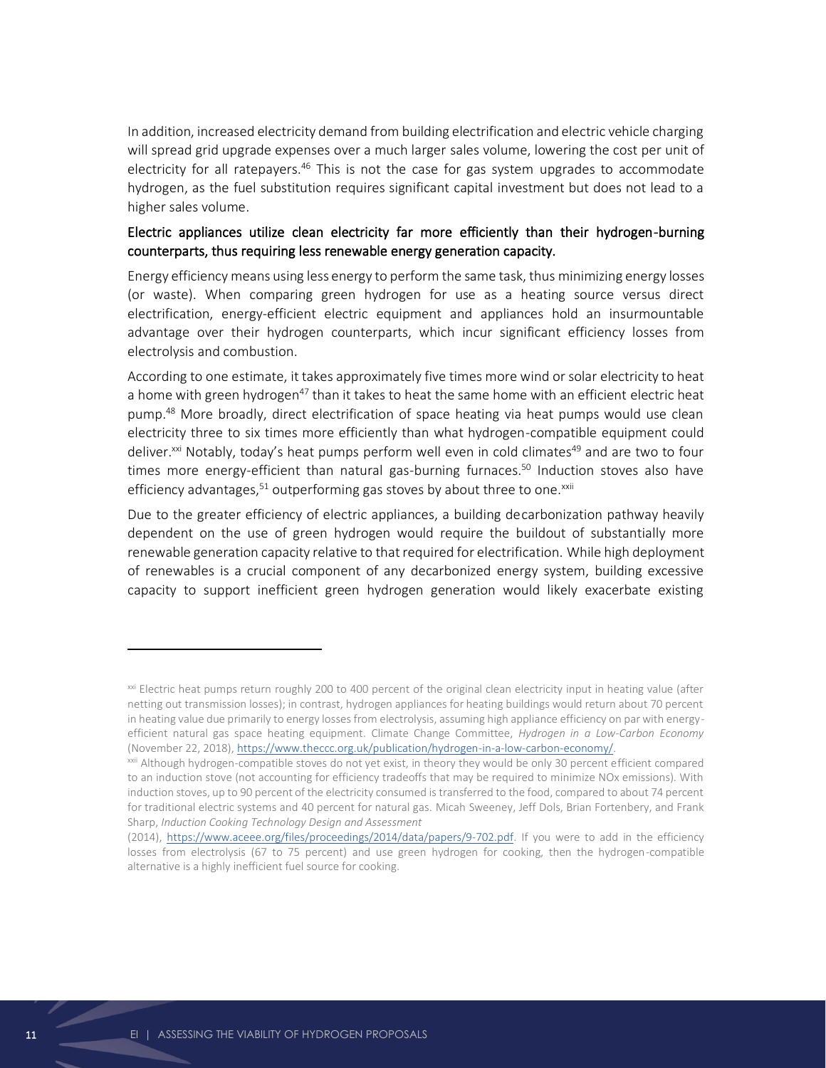In addition, increased electricity demand from building electrification and electric vehicle charging will spread grid upgrade expenses over a much larger sales volume, lowering the cost per unit of electricity for all ratepayers.[46] This is not the case for gas system upgrades to accommodate hydrogen, as the fuel substitution requires significant capital investment but does not lead to a higher sales volume.

### Electric appliances utilize clean electricity far more efficiently than their hydrogen-burning counterparts, thus requiring less renewable energy generation capacity.

Energy efficiency means using less energy to perform the same task, thus minimizing energy losses (or waste). When comparing green hydrogen for use as a heating source versus direct electrification, energy-efficient electric equipment and appliances hold an insurmountable advantage over their hydrogen counterparts, which incur significant efficiency losses from electrolysis and combustion.

According to one estimate, it takes approximately five times more wind or solar electricity to heat a home with green hydrogen[47] than it takes to heat the same home with an efficient electric heat pump.[48] More broadly, direct electrification of space heating via heat pumps would use clean electricity three to six times more efficiently than what hydrogen-compatible equipment could deliver.[xxi] Notably, today's heat pumps perform well even in cold climates[49] and are two to four times more energy-efficient than natural gas-burning furnaces.[50] Induction stoves also have efficiency advantages,[51] outperforming gas stoves by about three to one.[xxii]

Due to the greater efficiency of electric appliances, a building decarbonization pathway heavily dependent on the use of green hydrogen would require the buildout of substantially more renewable generation capacity relative to that required for electrification. While high deployment of renewables is a crucial component of any decarbonized energy system, building excessive capacity to support inefficient green hydrogen generation would likely exacerbate existing

---

[xxi] Electric heat pumps return roughly 200 to 400 percent of the original clean electricity input in heating value (after netting out transmission losses); in contrast, hydrogen appliances for heating buildings would return about 70 percent in heating value due primarily to energy losses from electrolysis, assuming high appliance efficiency on par with energy-efficient natural gas space heating equipment. Climate Change Committee, *Hydrogen in a Low-Carbon Economy* (November 22, 2018), https://www.theccc.org.uk/publication/hydrogen-in-a-low-carbon-economy/.

[xxii] Although hydrogen-compatible stoves do not yet exist, in theory they would be only 30 percent efficient compared to an induction stove (not accounting for efficiency tradeoffs that may be required to minimize NOx emissions). With induction stoves, up to 90 percent of the electricity consumed is transferred to the food, compared to about 74 percent for traditional electric systems and 40 percent for natural gas. Micah Sweeney, Jeff Dols, Brian Fortenbery, and Frank Sharp, *Induction Cooking Technology Design and Assessment* (2014), https://www.aceee.org/files/proceedings/2014/data/papers/9-702.pdf. If you were to add in the efficiency losses from electrolysis (67 to 75 percent) and use green hydrogen for cooking, then the hydrogen-compatible alternative is a highly inefficient fuel source for cooking.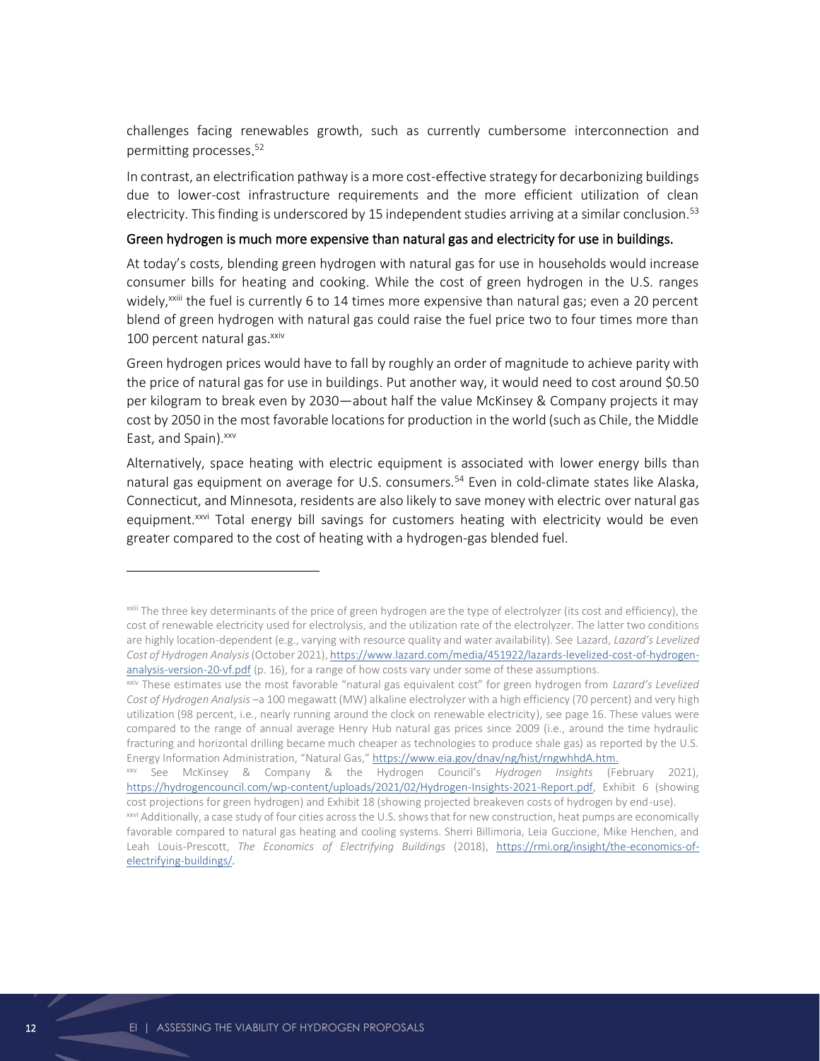challenges facing renewables growth, such as currently cumbersome interconnection and permitting processes.[52]

In contrast, an electrification pathway is a more cost-effective strategy for decarbonizing buildings due to lower-cost infrastructure requirements and the more efficient utilization of clean electricity. This finding is underscored by 15 independent studies arriving at a similar conclusion.[53]

### Green hydrogen is much more expensive than natural gas and electricity for use in buildings.

At today's costs, blending green hydrogen with natural gas for use in households would increase consumer bills for heating and cooking. While the cost of green hydrogen in the U.S. ranges widely,[xxiii] the fuel is currently 6 to 14 times more expensive than natural gas; even a 20 percent blend of green hydrogen with natural gas could raise the fuel price two to four times more than 100 percent natural gas.[xxiv]

Green hydrogen prices would have to fall by roughly an order of magnitude to achieve parity with the price of natural gas for use in buildings. Put another way, it would need to cost around $0.50 per kilogram to break even by 2030—about half the value McKinsey & Company projects it may cost by 2050 in the most favorable locations for production in the world (such as Chile, the Middle East, and Spain).[xxv]

Alternatively, space heating with electric equipment is associated with lower energy bills than natural gas equipment on average for U.S. consumers.[54] Even in cold-climate states like Alaska, Connecticut, and Minnesota, residents are also likely to save money with electric over natural gas equipment.[xxvi] Total energy bill savings for customers heating with electricity would be even greater compared to the cost of heating with a hydrogen-gas blended fuel.

---

[xxiii] The three key determinants of the price of green hydrogen are the type of electrolyzer (its cost and efficiency), the cost of renewable electricity used for electrolysis, and the utilization rate of the electrolyzer. The latter two conditions are highly location-dependent (e.g., varying with resource quality and water availability). See Lazard, *Lazard's Levelized Cost of Hydrogen Analysis* (October 2021), https://www.lazard.com/media/451922/lazards-levelized-cost-of-hydrogen-analysis-version-20-vf.pdf (p. 16), for a range of how costs vary under some of these assumptions.

[xxiv] These estimates use the most favorable "natural gas equivalent cost" for green hydrogen from *Lazard's Levelized Cost of Hydrogen Analysis* –a 100 megawatt (MW) alkaline electrolyzer with a high efficiency (70 percent) and very high utilization (98 percent, i.e., nearly running around the clock on renewable electricity), see page 16. These values were compared to the range of annual average Henry Hub natural gas prices since 2009 (i.e., around the time hydraulic fracturing and horizontal drilling became much cheaper as technologies to produce shale gas) as reported by the U.S. Energy Information Administration, "Natural Gas," https://www.eia.gov/dnav/ng/hist/rngwhhdA.htm.

[xxv] See McKinsey & Company & the Hydrogen Council's *Hydrogen Insights* (February 2021), https://hydrogencouncil.com/wp-content/uploads/2021/02/Hydrogen-Insights-2021-Report.pdf, Exhibit 6 (showing cost projections for green hydrogen) and Exhibit 18 (showing projected breakeven costs of hydrogen by end-use).

[xxvi] Additionally, a case study of four cities across the U.S. shows that for new construction, heat pumps are economically favorable compared to natural gas heating and cooling systems. Sherri Billimoria, Leia Guccione, Mike Henchen, and Leah Louis-Prescott, *The Economics of Electrifying Buildings* (2018), https://rmi.org/insight/the-economics-of-electrifying-buildings/.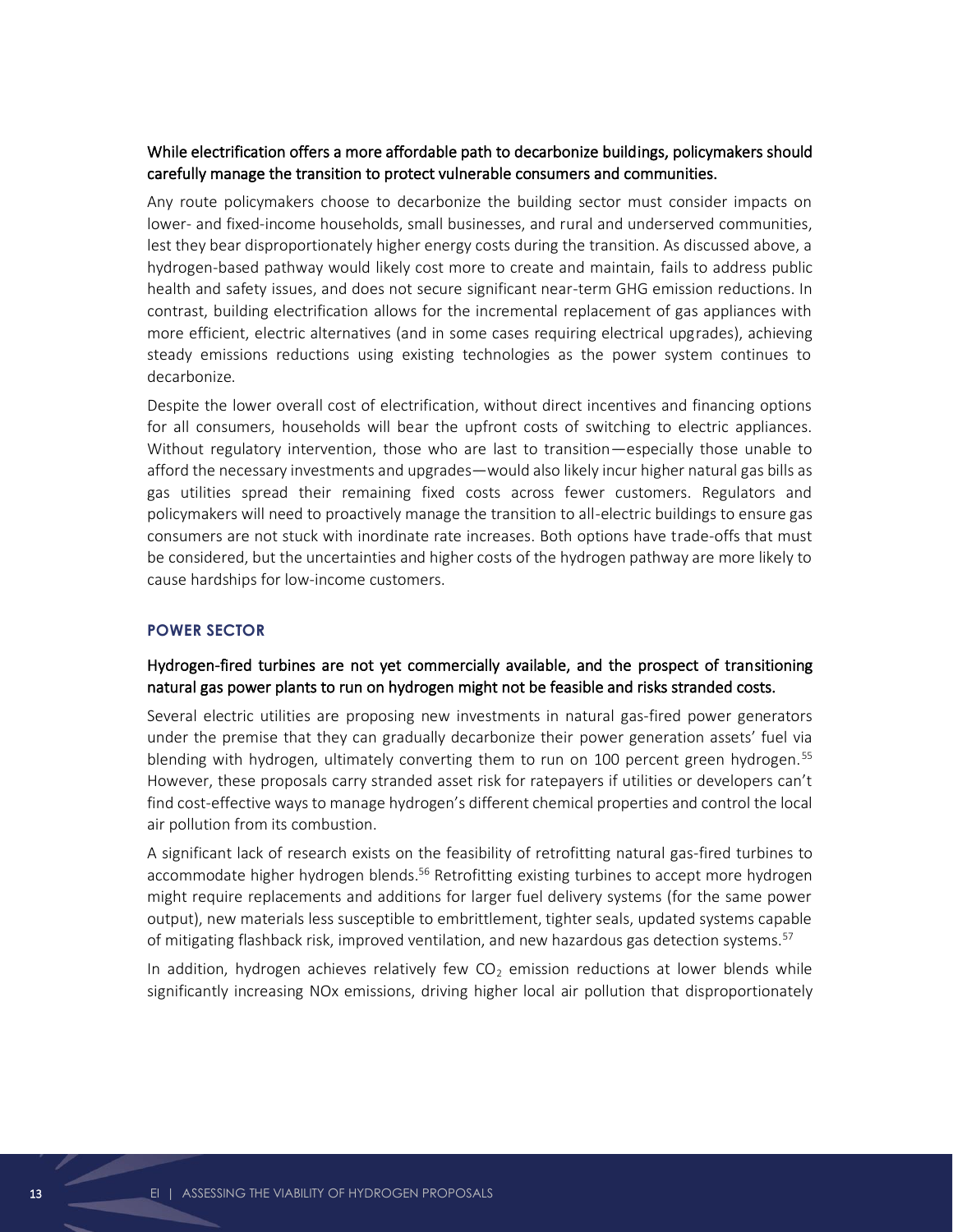### While electrification offers a more affordable path to decarbonize buildings, policymakers should carefully manage the transition to protect vulnerable consumers and communities.

Any route policymakers choose to decarbonize the building sector must consider impacts on lower- and fixed-income households, small businesses, and rural and underserved communities, lest they bear disproportionately higher energy costs during the transition. As discussed above, a hydrogen-based pathway would likely cost more to create and maintain, fails to address public health and safety issues, and does not secure significant near-term GHG emission reductions. In contrast, building electrification allows for the incremental replacement of gas appliances with more efficient, electric alternatives (and in some cases requiring electrical upgrades), achieving steady emissions reductions using existing technologies as the power system continues to decarbonize.

Despite the lower overall cost of electrification, without direct incentives and financing options for all consumers, households will bear the upfront costs of switching to electric appliances. Without regulatory intervention, those who are last to transition—especially those unable to afford the necessary investments and upgrades—would also likely incur higher natural gas bills as gas utilities spread their remaining fixed costs across fewer customers. Regulators and policymakers will need to proactively manage the transition to all-electric buildings to ensure gas consumers are not stuck with inordinate rate increases. Both options have trade-offs that must be considered, but the uncertainties and higher costs of the hydrogen pathway are more likely to cause hardships for low-income customers.

## POWER SECTOR

### Hydrogen-fired turbines are not yet commercially available, and the prospect of transitioning natural gas power plants to run on hydrogen might not be feasible and risks stranded costs.

Several electric utilities are proposing new investments in natural gas-fired power generators under the premise that they can gradually decarbonize their power generation assets' fuel via blending with hydrogen, ultimately converting them to run on 100 percent green hydrogen.[55] However, these proposals carry stranded asset risk for ratepayers if utilities or developers can't find cost-effective ways to manage hydrogen's different chemical properties and control the local air pollution from its combustion.

A significant lack of research exists on the feasibility of retrofitting natural gas-fired turbines to accommodate higher hydrogen blends.[56] Retrofitting existing turbines to accept more hydrogen might require replacements and additions for larger fuel delivery systems (for the same power output), new materials less susceptible to embrittlement, tighter seals, updated systems capable of mitigating flashback risk, improved ventilation, and new hazardous gas detection systems.[57]

In addition, hydrogen achieves relatively few $CO_2$ emission reductions at lower blends while significantly increasing NOx emissions, driving higher local air pollution that disproportionately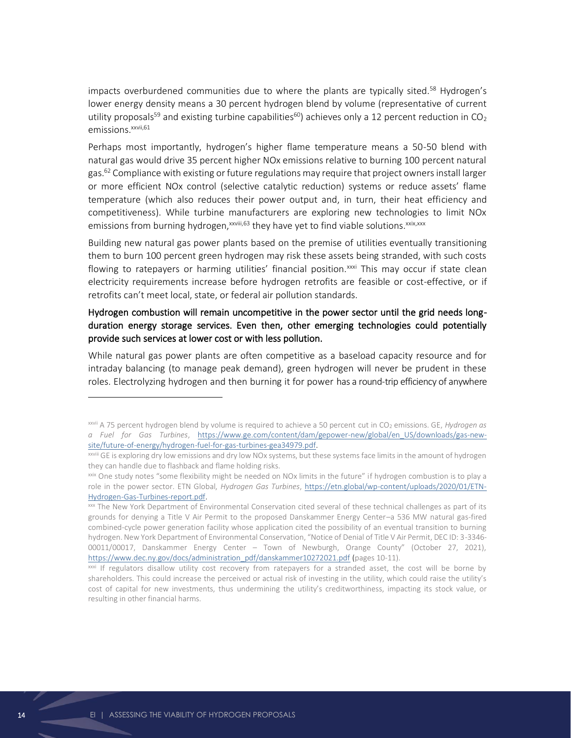impacts overburdened communities due to where the plants are typically sited.[58] Hydrogen's lower energy density means a 30 percent hydrogen blend by volume (representative of current utility proposals[59] and existing turbine capabilities[60]) achieves only a 12 percent reduction in $CO_2$ emissions.[xxvii,61]

Perhaps most importantly, hydrogen's higher flame temperature means a 50-50 blend with natural gas would drive 35 percent higher NOx emissions relative to burning 100 percent natural gas.[62] Compliance with existing or future regulations may require that project owners install larger or more efficient NOx control (selective catalytic reduction) systems or reduce assets' flame temperature (which also reduces their power output and, in turn, their heat efficiency and competitiveness). While turbine manufacturers are exploring new technologies to limit NOx emissions from burning hydrogen,[xxviii,63] they have yet to find viable solutions.[xxix,xxx]

Building new natural gas power plants based on the premise of utilities eventually transitioning them to burn 100 percent green hydrogen may risk these assets being stranded, with such costs flowing to ratepayers or harming utilities' financial position.[xxxi] This may occur if state clean electricity requirements increase before hydrogen retrofits are feasible or cost-effective, or if retrofits can't meet local, state, or federal air pollution standards.

### Hydrogen combustion will remain uncompetitive in the power sector until the grid needs long-duration energy storage services. Even then, other emerging technologies could potentially provide such services at lower cost or with less pollution.

While natural gas power plants are often competitive as a baseload capacity resource and for intraday balancing (to manage peak demand), green hydrogen will never be prudent in these roles. Electrolyzing hydrogen and then burning it for power has a round-trip efficiency of anywhere

---

[xxvii] A 75 percent hydrogen blend by volume is required to achieve a 50 percent cut in $CO_2$ emissions. GE, *Hydrogen as a Fuel for Gas Turbines*, https://www.ge.com/content/dam/gepower-new/global/en_US/downloads/gas-new-site/future-of-energy/hydrogen-fuel-for-gas-turbines-gea34979.pdf.

[xxviii] GE is exploring dry low emissions and dry low NOx systems, but these systems face limits in the amount of hydrogen they can handle due to flashback and flame holding risks.

[xxix] One study notes "some flexibility might be needed on NOx limits in the future" if hydrogen combustion is to play a role in the power sector. ETN Global, *Hydrogen Gas Turbines*, https://etn.global/wp-content/uploads/2020/01/ETN-Hydrogen-Gas-Turbines-report.pdf.

[xxx] The New York Department of Environmental Conservation cited several of these technical challenges as part of its grounds for denying a Title V Air Permit to the proposed Danskammer Energy Center–a 536 MW natural gas-fired combined-cycle power generation facility whose application cited the possibility of an eventual transition to burning hydrogen. New York Department of Environmental Conservation, "Notice of Denial of Title V Air Permit, DEC ID: 3-3346-00011/00017, Danskammer Energy Center – Town of Newburgh, Orange County" (October 27, 2021), https://www.dec.ny.gov/docs/administration_pdf/danskammer10272021.pdf (pages 10-11).

[xxxi] If regulators disallow utility cost recovery from ratepayers for a stranded asset, the cost will be borne by shareholders. This could increase the perceived or actual risk of investing in the utility, which could raise the utility's cost of capital for new investments, thus undermining the utility's creditworthiness, impacting its stock value, or resulting in other financial harms.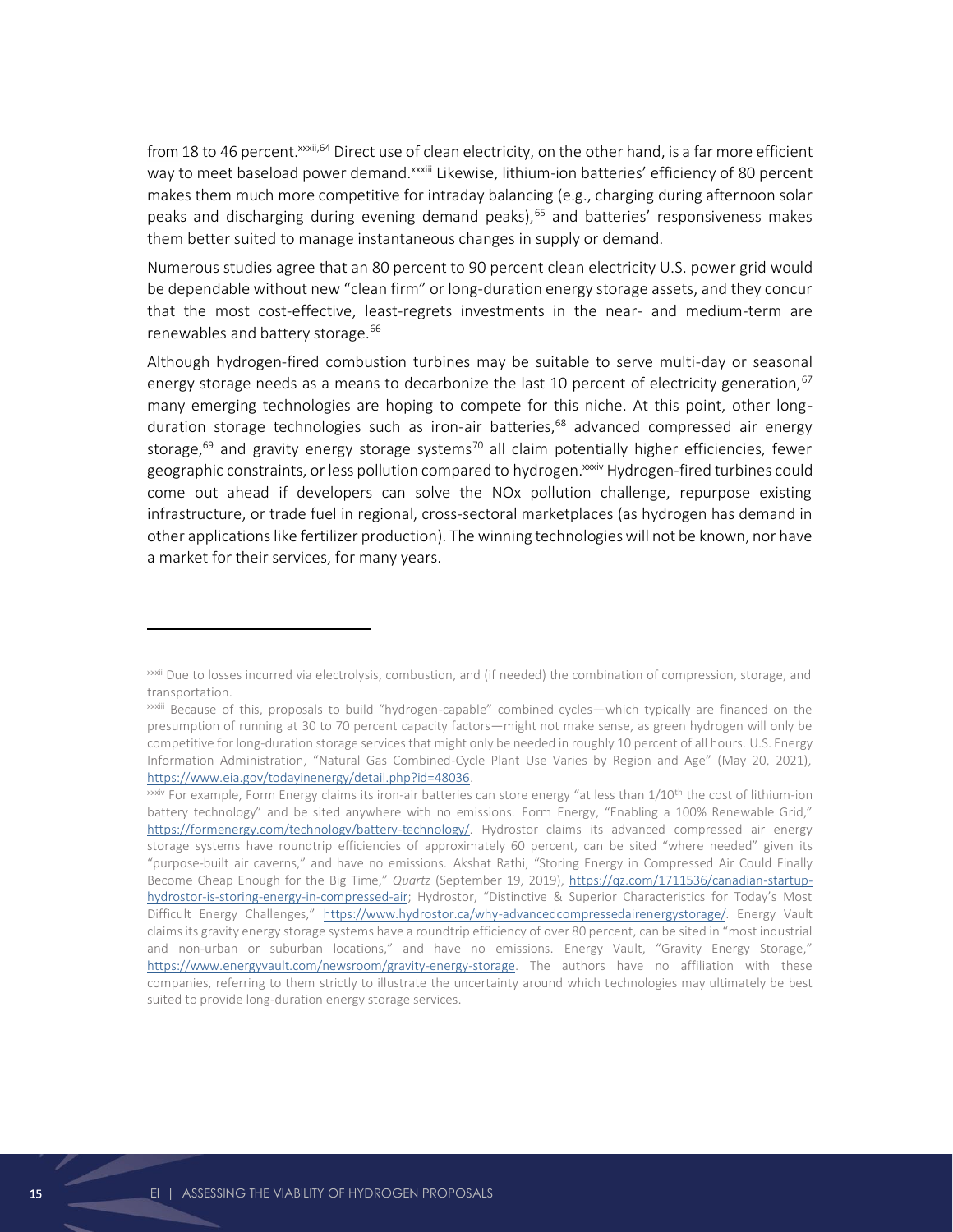from 18 to 46 percent.[xxxii,64] Direct use of clean electricity, on the other hand, is a far more efficient way to meet baseload power demand.[xxxiii] Likewise, lithium-ion batteries' efficiency of 80 percent makes them much more competitive for intraday balancing (e.g., charging during afternoon solar peaks and discharging during evening demand peaks),[65] and batteries' responsiveness makes them better suited to manage instantaneous changes in supply or demand.

Numerous studies agree that an 80 percent to 90 percent clean electricity U.S. power grid would be dependable without new "clean firm" or long-duration energy storage assets, and they concur that the most cost-effective, least-regrets investments in the near- and medium-term are renewables and battery storage.[66]

Although hydrogen-fired combustion turbines may be suitable to serve multi-day or seasonal energy storage needs as a means to decarbonize the last 10 percent of electricity generation,[67] many emerging technologies are hoping to compete for this niche. At this point, other long-duration storage technologies such as iron-air batteries,[68] advanced compressed air energy storage,[69] and gravity energy storage systems[70] all claim potentially higher efficiencies, fewer geographic constraints, or less pollution compared to hydrogen.[xxxiv] Hydrogen-fired turbines could come out ahead if developers can solve the NOx pollution challenge, repurpose existing infrastructure, or trade fuel in regional, cross-sectoral marketplaces (as hydrogen has demand in other applications like fertilizer production). The winning technologies will not be known, nor have a market for their services, for many years.

---

[xxxii] Due to losses incurred via electrolysis, combustion, and (if needed) the combination of compression, storage, and transportation.

[xxxiii] Because of this, proposals to build "hydrogen-capable" combined cycles—which typically are financed on the presumption of running at 30 to 70 percent capacity factors—might not make sense, as green hydrogen will only be competitive for long-duration storage services that might only be needed in roughly 10 percent of all hours. U.S. Energy Information Administration, "Natural Gas Combined-Cycle Plant Use Varies by Region and Age" (May 20, 2021), https://www.eia.gov/todayinenergy/detail.php?id=48036.

[xxxiv] For example, Form Energy claims its iron-air batteries can store energy "at less than 1/10th the cost of lithium-ion battery technology" and be sited anywhere with no emissions. Form Energy, "Enabling a 100% Renewable Grid," https://formenergy.com/technology/battery-technology/. Hydrostor claims its advanced compressed air energy storage systems have roundtrip efficiencies of approximately 60 percent, can be sited "where needed" given its "purpose-built air caverns," and have no emissions. Akshat Rathi, "Storing Energy in Compressed Air Could Finally Become Cheap Enough for the Big Time," *Quartz* (September 19, 2019), https://qz.com/1711536/canadian-startup-hydrostor-is-storing-energy-in-compressed-air; Hydrostor, "Distinctive & Superior Characteristics for Today's Most Difficult Energy Challenges," https://www.hydrostor.ca/why-advancedcompressedairenergystorage/. Energy Vault claims its gravity energy storage systems have a roundtrip efficiency of over 80 percent, can be sited in "most industrial and non-urban or suburban locations," and have no emissions. Energy Vault, "Gravity Energy Storage," https://www.energyvault.com/newsroom/gravity-energy-storage. The authors have no affiliation with these companies, referring to them strictly to illustrate the uncertainty around which technologies may ultimately be best suited to provide long-duration energy storage services.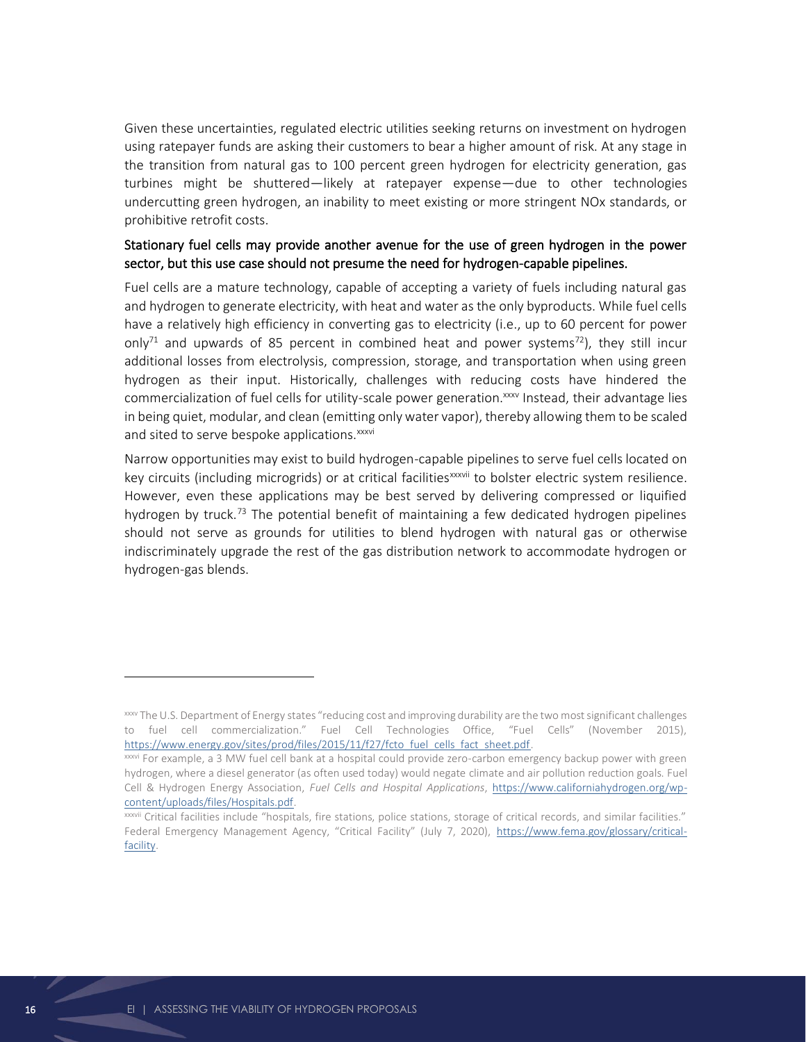Given these uncertainties, regulated electric utilities seeking returns on investment on hydrogen using ratepayer funds are asking their customers to bear a higher amount of risk. At any stage in the transition from natural gas to 100 percent green hydrogen for electricity generation, gas turbines might be shuttered—likely at ratepayer expense—due to other technologies undercutting green hydrogen, an inability to meet existing or more stringent NOx standards, or prohibitive retrofit costs.

### Stationary fuel cells may provide another avenue for the use of green hydrogen in the power sector, but this use case should not presume the need for hydrogen-capable pipelines.

Fuel cells are a mature technology, capable of accepting a variety of fuels including natural gas and hydrogen to generate electricity, with heat and water as the only byproducts. While fuel cells have a relatively high efficiency in converting gas to electricity (i.e., up to 60 percent for power only[71] and upwards of 85 percent in combined heat and power systems[72]), they still incur additional losses from electrolysis, compression, storage, and transportation when using green hydrogen as their input. Historically, challenges with reducing costs have hindered the commercialization of fuel cells for utility-scale power generation.[xxxv] Instead, their advantage lies in being quiet, modular, and clean (emitting only water vapor), thereby allowing them to be scaled and sited to serve bespoke applications.[xxxvi]

Narrow opportunities may exist to build hydrogen-capable pipelines to serve fuel cells located on key circuits (including microgrids) or at critical facilities[xxxvii] to bolster electric system resilience. However, even these applications may be best served by delivering compressed or liquified hydrogen by truck.[73] The potential benefit of maintaining a few dedicated hydrogen pipelines should not serve as grounds for utilities to blend hydrogen with natural gas or otherwise indiscriminately upgrade the rest of the gas distribution network to accommodate hydrogen or hydrogen-gas blends.

---

[xxxv] The U.S. Department of Energy states "reducing cost and improving durability are the two most significant challenges to fuel cell commercialization." Fuel Cell Technologies Office, "Fuel Cells" (November 2015), https://www.energy.gov/sites/prod/files/2015/11/f27/fcto_fuel_cells_fact_sheet.pdf.

[xxxvi] For example, a 3 MW fuel cell bank at a hospital could provide zero-carbon emergency backup power with green hydrogen, where a diesel generator (as often used today) would negate climate and air pollution reduction goals. Fuel Cell & Hydrogen Energy Association, *Fuel Cells and Hospital Applications*, https://www.californiahydrogen.org/wp-content/uploads/files/Hospitals.pdf.

[xxxvii] Critical facilities include "hospitals, fire stations, police stations, storage of critical records, and similar facilities." Federal Emergency Management Agency, "Critical Facility" (July 7, 2020), https://www.fema.gov/glossary/critical-facility.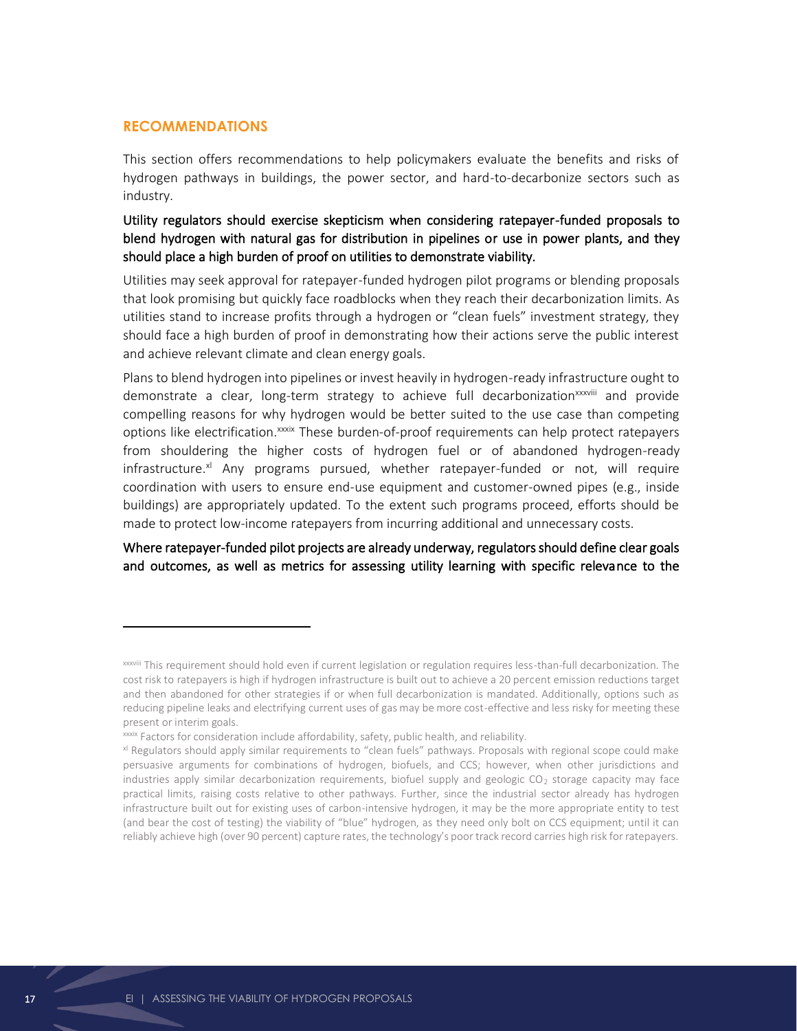## RECOMMENDATIONS

This section offers recommendations to help policymakers evaluate the benefits and risks of hydrogen pathways in buildings, the power sector, and hard-to-decarbonize sectors such as industry.

**Utility regulators should exercise skepticism when considering ratepayer-funded proposals to blend hydrogen with natural gas for distribution in pipelines or use in power plants, and they should place a high burden of proof on utilities to demonstrate viability.**

Utilities may seek approval for ratepayer-funded hydrogen pilot programs or blending proposals that look promising but quickly face roadblocks when they reach their decarbonization limits. As utilities stand to increase profits through a hydrogen or "clean fuels" investment strategy, they should face a high burden of proof in demonstrating how their actions serve the public interest and achieve relevant climate and clean energy goals.

Plans to blend hydrogen into pipelines or invest heavily in hydrogen-ready infrastructure ought to demonstrate a clear, long-term strategy to achieve full decarbonization[xxxviii] and provide compelling reasons for why hydrogen would be better suited to the use case than competing options like electrification.[xxxix] These burden-of-proof requirements can help protect ratepayers from shouldering the higher costs of hydrogen fuel or of abandoned hydrogen-ready infrastructure.[xl] Any programs pursued, whether ratepayer-funded or not, will require coordination with users to ensure end-use equipment and customer-owned pipes (e.g., inside buildings) are appropriately updated. To the extent such programs proceed, efforts should be made to protect low-income ratepayers from incurring additional and unnecessary costs.

**Where ratepayer-funded pilot projects are already underway, regulators should define clear goals and outcomes, as well as metrics for assessing utility learning with specific relevance to the**

---

[xxxviii] This requirement should hold even if current legislation or regulation requires less-than-full decarbonization. The cost risk to ratepayers is high if hydrogen infrastructure is built out to achieve a 20 percent emission reductions target and then abandoned for other strategies if or when full decarbonization is mandated. Additionally, options such as reducing pipeline leaks and electrifying current uses of gas may be more cost-effective and less risky for meeting these present or interim goals.

[xxxix] Factors for consideration include affordability, safety, public health, and reliability.

[xl] Regulators should apply similar requirements to "clean fuels" pathways. Proposals with regional scope could make persuasive arguments for combinations of hydrogen, biofuels, and CCS; however, when other jurisdictions and industries apply similar decarbonization requirements, biofuel supply and geologic $CO_2$ storage capacity may face practical limits, raising costs relative to other pathways. Further, since the industrial sector already has hydrogen infrastructure built out for existing uses of carbon-intensive hydrogen, it may be the more appropriate entity to test (and bear the cost of testing) the viability of "blue" hydrogen, as they need only bolt on CCS equipment; until it can reliably achieve high (over 90 percent) capture rates, the technology's poor track record carries high risk for ratepayers.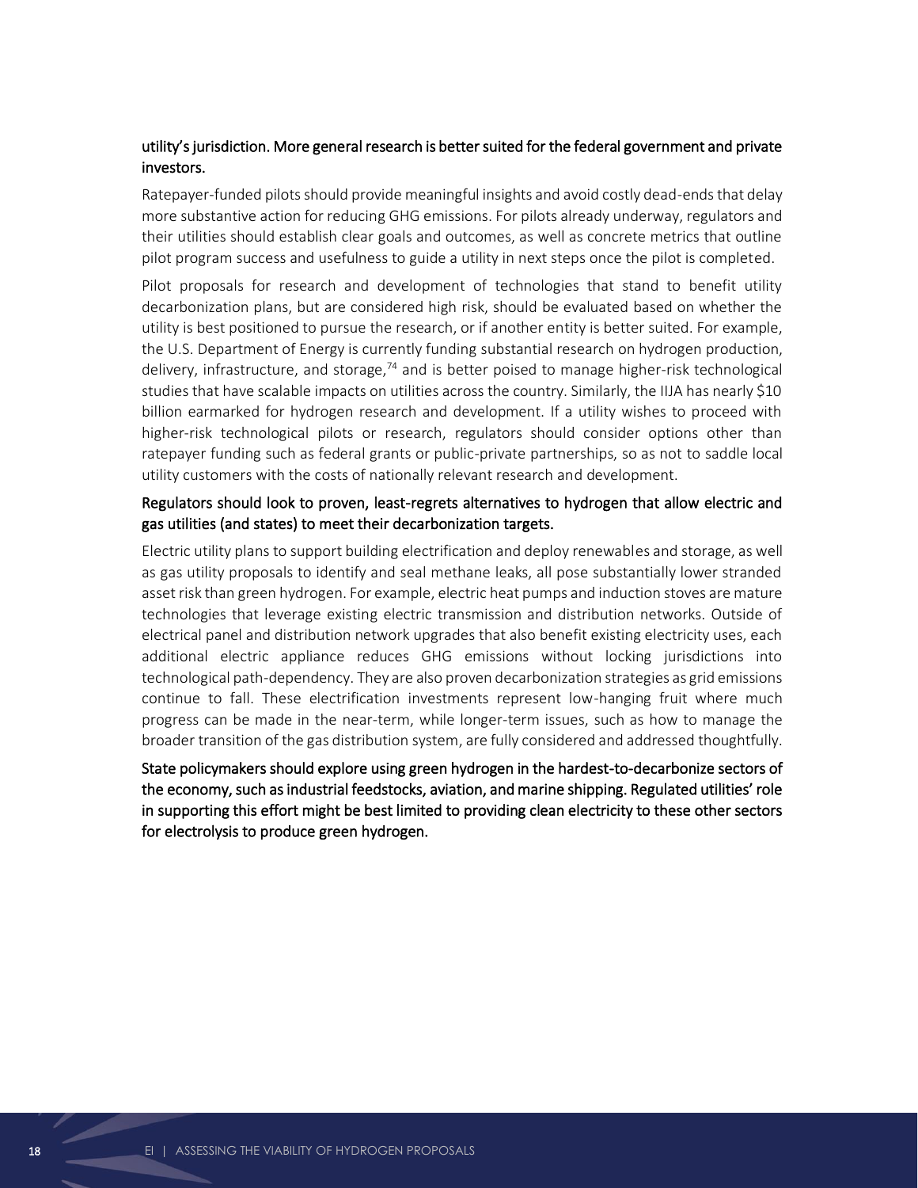**utility's jurisdiction. More general research is better suited for the federal government and private investors.**

Ratepayer-funded pilots should provide meaningful insights and avoid costly dead-ends that delay more substantive action for reducing GHG emissions. For pilots already underway, regulators and their utilities should establish clear goals and outcomes, as well as concrete metrics that outline pilot program success and usefulness to guide a utility in next steps once the pilot is completed.

Pilot proposals for research and development of technologies that stand to benefit utility decarbonization plans, but are considered high risk, should be evaluated based on whether the utility is best positioned to pursue the research, or if another entity is better suited. For example, the U.S. Department of Energy is currently funding substantial research on hydrogen production, delivery, infrastructure, and storage,[74] and is better poised to manage higher-risk technological studies that have scalable impacts on utilities across the country. Similarly, the IIJA has nearly $10 billion earmarked for hydrogen research and development. If a utility wishes to proceed with higher-risk technological pilots or research, regulators should consider options other than ratepayer funding such as federal grants or public-private partnerships, so as not to saddle local utility customers with the costs of nationally relevant research and development.

**Regulators should look to proven, least-regrets alternatives to hydrogen that allow electric and gas utilities (and states) to meet their decarbonization targets.**

Electric utility plans to support building electrification and deploy renewables and storage, as well as gas utility proposals to identify and seal methane leaks, all pose substantially lower stranded asset risk than green hydrogen. For example, electric heat pumps and induction stoves are mature technologies that leverage existing electric transmission and distribution networks. Outside of electrical panel and distribution network upgrades that also benefit existing electricity uses, each additional electric appliance reduces GHG emissions without locking jurisdictions into technological path-dependency. They are also proven decarbonization strategies as grid emissions continue to fall. These electrification investments represent low-hanging fruit where much progress can be made in the near-term, while longer-term issues, such as how to manage the broader transition of the gas distribution system, are fully considered and addressed thoughtfully.

**State policymakers should explore using green hydrogen in the hardest-to-decarbonize sectors of the economy, such as industrial feedstocks, aviation, and marine shipping. Regulated utilities' role in supporting this effort might be best limited to providing clean electricity to these other sectors for electrolysis to produce green hydrogen.**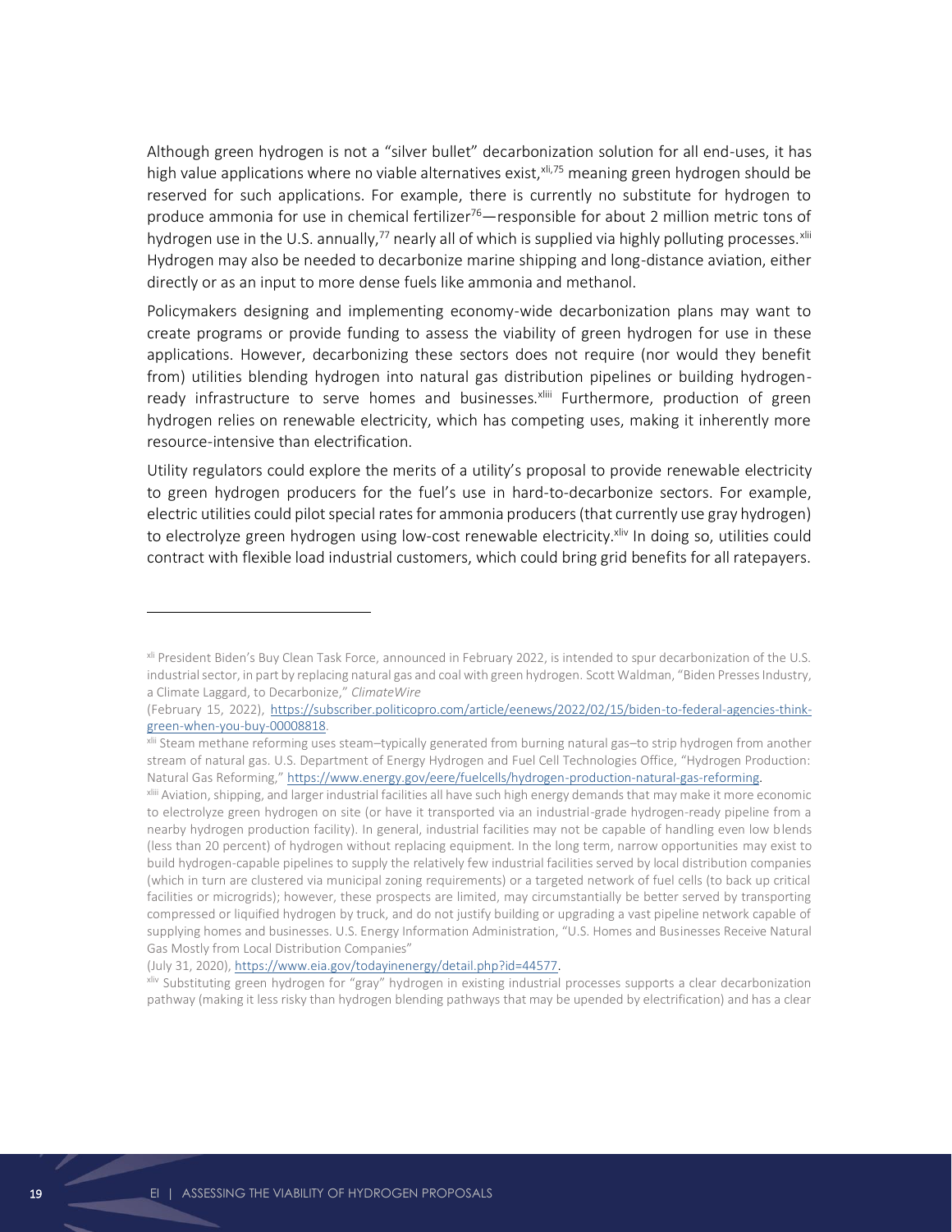Although green hydrogen is not a "silver bullet" decarbonization solution for all end-uses, it has high value applications where no viable alternatives exist,[xli,75] meaning green hydrogen should be reserved for such applications. For example, there is currently no substitute for hydrogen to produce ammonia for use in chemical fertilizer[76]—responsible for about 2 million metric tons of hydrogen use in the U.S. annually,[77] nearly all of which is supplied via highly polluting processes.[xlii] Hydrogen may also be needed to decarbonize marine shipping and long-distance aviation, either directly or as an input to more dense fuels like ammonia and methanol.

Policymakers designing and implementing economy-wide decarbonization plans may want to create programs or provide funding to assess the viability of green hydrogen for use in these applications. However, decarbonizing these sectors does not require (nor would they benefit from) utilities blending hydrogen into natural gas distribution pipelines or building hydrogen-ready infrastructure to serve homes and businesses.[xliii] Furthermore, production of green hydrogen relies on renewable electricity, which has competing uses, making it inherently more resource-intensive than electrification.

Utility regulators could explore the merits of a utility's proposal to provide renewable electricity to green hydrogen producers for the fuel's use in hard-to-decarbonize sectors. For example, electric utilities could pilot special rates for ammonia producers (that currently use gray hydrogen) to electrolyze green hydrogen using low-cost renewable electricity.[xliv] In doing so, utilities could contract with flexible load industrial customers, which could bring grid benefits for all ratepayers.

---

[xli] President Biden's Buy Clean Task Force, announced in February 2022, is intended to spur decarbonization of the U.S. industrial sector, in part by replacing natural gas and coal with green hydrogen. Scott Waldman, "Biden Presses Industry, a Climate Laggard, to Decarbonize," *ClimateWire* (February 15, 2022), https://subscriber.politicopro.com/article/eenews/2022/02/15/biden-to-federal-agencies-think-green-when-you-buy-00008818.

[xlii] Steam methane reforming uses steam–typically generated from burning natural gas–to strip hydrogen from another stream of natural gas. U.S. Department of Energy Hydrogen and Fuel Cell Technologies Office, "Hydrogen Production: Natural Gas Reforming," https://www.energy.gov/eere/fuelcells/hydrogen-production-natural-gas-reforming.

[xliii] Aviation, shipping, and larger industrial facilities all have such high energy demands that may make it more economic to electrolyze green hydrogen on site (or have it transported via an industrial-grade hydrogen-ready pipeline from a nearby hydrogen production facility). In general, industrial facilities may not be capable of handling even low blends (less than 20 percent) of hydrogen without replacing equipment. In the long term, narrow opportunities may exist to build hydrogen-capable pipelines to supply the relatively few industrial facilities served by local distribution companies (which in turn are clustered via municipal zoning requirements) or a targeted network of fuel cells (to back up critical facilities or microgrids); however, these prospects are limited, may circumstantially be better served by transporting compressed or liquified hydrogen by truck, and do not justify building or upgrading a vast pipeline network capable of supplying homes and businesses. U.S. Energy Information Administration, "U.S. Homes and Businesses Receive Natural Gas Mostly from Local Distribution Companies" (July 31, 2020), https://www.eia.gov/todayinenergy/detail.php?id=44577.

[xliv] Substituting green hydrogen for "gray" hydrogen in existing industrial processes supports a clear decarbonization pathway (making it less risky than hydrogen blending pathways that may be upended by electrification) and has a clear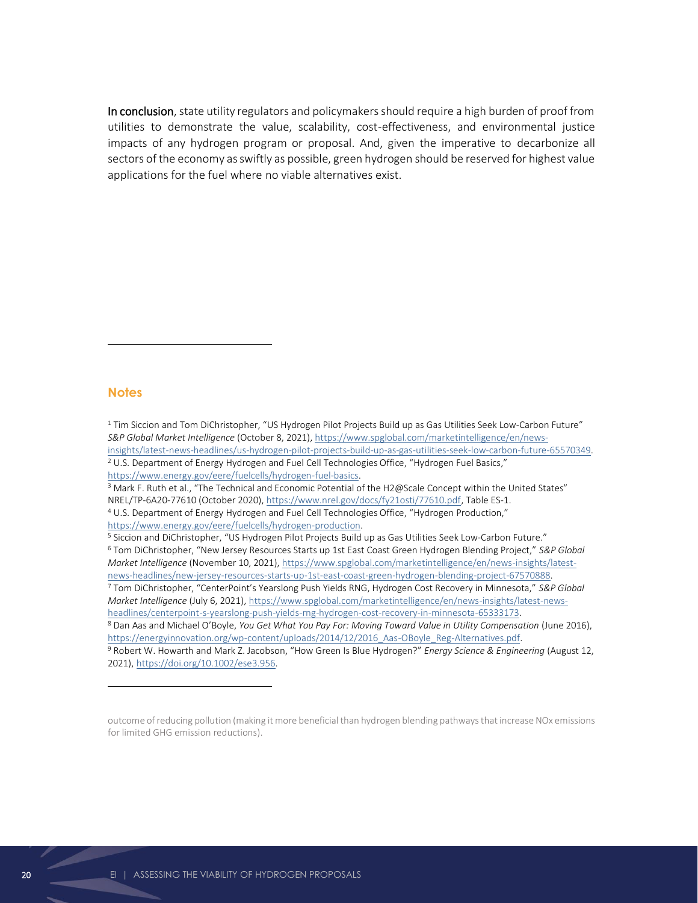**In conclusion**, state utility regulators and policymakers should require a high burden of proof from utilities to demonstrate the value, scalability, cost-effectiveness, and environmental justice impacts of any hydrogen program or proposal. And, given the imperative to decarbonize all sectors of the economy as swiftly as possible, green hydrogen should be reserved for highest value applications for the fuel where no viable alternatives exist.

## Notes

[1] Tim Siccion and Tom DiChristopher, "US Hydrogen Pilot Projects Build up as Gas Utilities Seek Low-Carbon Future" *S&P Global Market Intelligence* (October 8, 2021), https://www.spglobal.com/marketintelligence/en/news-insights/latest-news-headlines/us-hydrogen-pilot-projects-build-up-as-gas-utilities-seek-low-carbon-future-65570349.

[2] U.S. Department of Energy Hydrogen and Fuel Cell Technologies Office, "Hydrogen Fuel Basics," https://www.energy.gov/eere/fuelcells/hydrogen-fuel-basics.

[3] Mark F. Ruth et al., "The Technical and Economic Potential of the H2@Scale Concept within the United States" NREL/TP-6A20-77610 (October 2020), https://www.nrel.gov/docs/fy21osti/77610.pdf, Table ES-1.

[4] U.S. Department of Energy Hydrogen and Fuel Cell Technologies Office, "Hydrogen Production," https://www.energy.gov/eere/fuelcells/hydrogen-production.

[5] Siccion and DiChristopher, "US Hydrogen Pilot Projects Build up as Gas Utilities Seek Low-Carbon Future."

[6] Tom DiChristopher, "New Jersey Resources Starts up 1st East Coast Green Hydrogen Blending Project," *S&P Global Market Intelligence* (November 10, 2021), https://www.spglobal.com/marketintelligence/en/news-insights/latest-news-headlines/new-jersey-resources-starts-up-1st-east-coast-green-hydrogen-blending-project-67570888.

[7] Tom DiChristopher, "CenterPoint's Yearslong Push Yields RNG, Hydrogen Cost Recovery in Minnesota," *S&P Global Market Intelligence* (July 6, 2021), https://www.spglobal.com/marketintelligence/en/news-insights/latest-news-headlines/centerpoint-s-yearslong-push-yields-rng-hydrogen-cost-recovery-in-minnesota-65333173.

[8] Dan Aas and Michael O'Boyle, *You Get What You Pay For: Moving Toward Value in Utility Compensation* (June 2016), https://energyinnovation.org/wp-content/uploads/2014/12/2016_Aas-OBoyle_Reg-Alternatives.pdf.

[9] Robert W. Howarth and Mark Z. Jacobson, "How Green Is Blue Hydrogen?" *Energy Science & Engineering* (August 12, 2021), https://doi.org/10.1002/ese3.956.

outcome of reducing pollution (making it more beneficial than hydrogen blending pathways that increase NOx emissions for limited GHG emission reductions).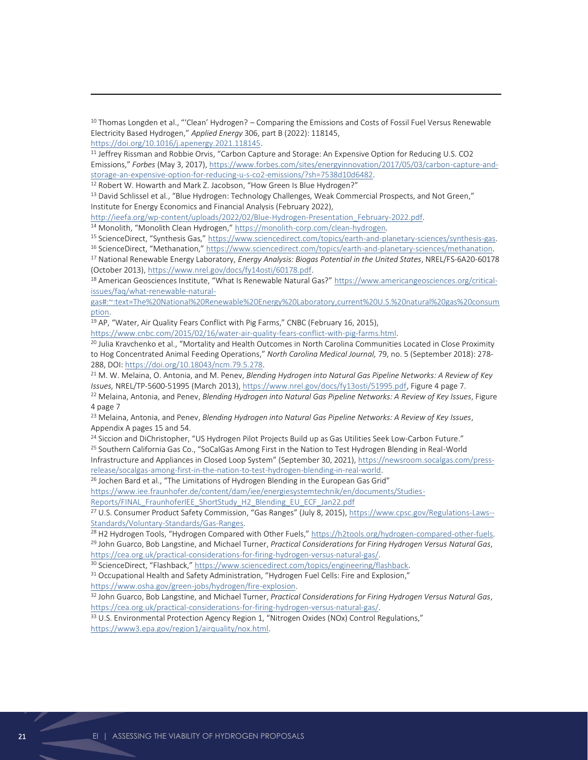[10] Thomas Longden et al., "'Clean' Hydrogen? – Comparing the Emissions and Costs of Fossil Fuel Versus Renewable Electricity Based Hydrogen," *Applied Energy* 306, part B (2022): 118145, https://doi.org/10.1016/j.apenergy.2021.118145.

[11] Jeffrey Rissman and Robbie Orvis, "Carbon Capture and Storage: An Expensive Option for Reducing U.S. CO2 Emissions," *Forbes* (May 3, 2017), https://www.forbes.com/sites/energyinnovation/2017/05/03/carbon-capture-and-storage-an-expensive-option-for-reducing-u-s-co2-emissions/?sh=7538d10d6482.

[12] Robert W. Howarth and Mark Z. Jacobson, "How Green Is Blue Hydrogen?"

[13] David Schlissel et al., "Blue Hydrogen: Technology Challenges, Weak Commercial Prospects, and Not Green," Institute for Energy Economics and Financial Analysis (February 2022), http://ieefa.org/wp-content/uploads/2022/02/Blue-Hydrogen-Presentation_February-2022.pdf.

[14] Monolith, "Monolith Clean Hydrogen," https://monolith-corp.com/clean-hydrogen.

[15] ScienceDirect, "Synthesis Gas," https://www.sciencedirect.com/topics/earth-and-planetary-sciences/synthesis-gas.

[16] ScienceDirect, "Methanation," https://www.sciencedirect.com/topics/earth-and-planetary-sciences/methanation.

[17] National Renewable Energy Laboratory, *Energy Analysis: Biogas Potential in the United States*, NREL/FS-6A20-60178 (October 2013), https://www.nrel.gov/docs/fy14osti/60178.pdf.

[18] American Geosciences Institute, "What Is Renewable Natural Gas?" https://www.americangeosciences.org/critical-issues/faq/what-renewable-natural-gas#:~:text=The%20National%20Renewable%20Energy%20Laboratory,current%20U.S.%20natural%20gas%20consumption.

[19] AP, "Water, Air Quality Fears Conflict with Pig Farms," CNBC (February 16, 2015), https://www.cnbc.com/2015/02/16/water-air-quality-fears-conflict-with-pig-farms.html.

[20] Julia Kravchenko et al., "Mortality and Health Outcomes in North Carolina Communities Located in Close Proximity to Hog Concentrated Animal Feeding Operations," *North Carolina Medical Journal,* 79, no. 5 (September 2018): 278-288, DOI: https://doi.org/10.18043/ncm.79.5.278.

[21] M. W. Melaina, O. Antonia, and M. Penev, *Blending Hydrogen into Natural Gas Pipeline Networks: A Review of Key Issues,* NREL/TP-5600-51995 (March 2013), https://www.nrel.gov/docs/fy13osti/51995.pdf, Figure 4 page 7.

[22] Melaina, Antonia, and Penev, *Blending Hydrogen into Natural Gas Pipeline Networks: A Review of Key Issues*, Figure 4 page 7

[23] Melaina, Antonia, and Penev, *Blending Hydrogen into Natural Gas Pipeline Networks: A Review of Key Issues*, Appendix A pages 15 and 54.

[24] Siccion and DiChristopher, "US Hydrogen Pilot Projects Build up as Gas Utilities Seek Low-Carbon Future."

[25] Southern California Gas Co., "SoCalGas Among First in the Nation to Test Hydrogen Blending in Real-World Infrastructure and Appliances in Closed Loop System" (September 30, 2021), https://newsroom.socalgas.com/press-release/socalgas-among-first-in-the-nation-to-test-hydrogen-blending-in-real-world.

[26] Jochen Bard et al., "The Limitations of Hydrogen Blending in the European Gas Grid" https://www.iee.fraunhofer.de/content/dam/iee/energiesystemtechnik/en/documents/Studies-Reports/FINAL_FraunhoferIEE_ShortStudy_H2_Blending_EU_ECF_Jan22.pdf

[27] U.S. Consumer Product Safety Commission, "Gas Ranges" (July 8, 2015), https://www.cpsc.gov/Regulations-Laws--Standards/Voluntary-Standards/Gas-Ranges.

[28] H2 Hydrogen Tools, "Hydrogen Compared with Other Fuels," https://h2tools.org/hydrogen-compared-other-fuels.

[29] John Guarco, Bob Langstine, and Michael Turner, *Practical Considerations for Firing Hydrogen Versus Natural Gas*, https://cea.org.uk/practical-considerations-for-firing-hydrogen-versus-natural-gas/.

[30] ScienceDirect, "Flashback," https://www.sciencedirect.com/topics/engineering/flashback.

[31] Occupational Health and Safety Administration, "Hydrogen Fuel Cells: Fire and Explosion," https://www.osha.gov/green-jobs/hydrogen/fire-explosion.

[32] John Guarco, Bob Langstine, and Michael Turner, *Practical Considerations for Firing Hydrogen Versus Natural Gas*, https://cea.org.uk/practical-considerations-for-firing-hydrogen-versus-natural-gas/.

[33] U.S. Environmental Protection Agency Region 1, "Nitrogen Oxides (NOx) Control Regulations," https://www3.epa.gov/region1/airquality/nox.html.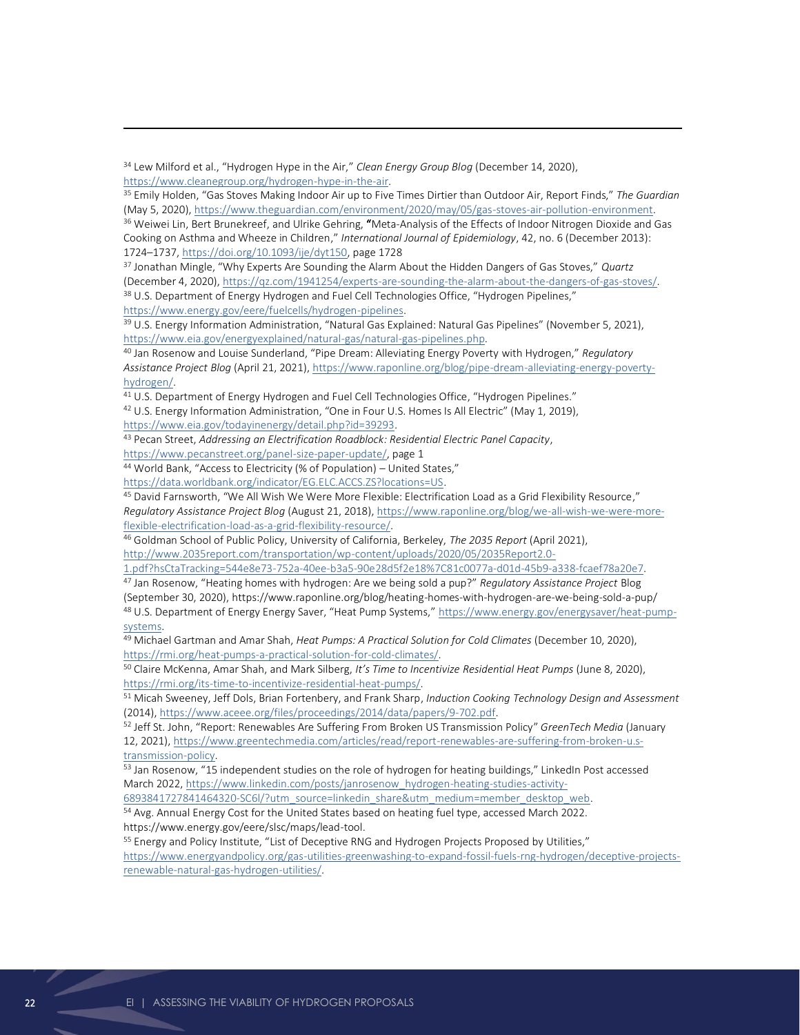[34] Lew Milford et al., "Hydrogen Hype in the Air," *Clean Energy Group Blog* (December 14, 2020), https://www.cleanegroup.org/hydrogen-hype-in-the-air.

[35] Emily Holden, "Gas Stoves Making Indoor Air up to Five Times Dirtier than Outdoor Air, Report Finds," *The Guardian* (May 5, 2020), https://www.theguardian.com/environment/2020/may/05/gas-stoves-air-pollution-environment.

[36] Weiwei Lin, Bert Brunekreef, and Ulrike Gehring, **"**Meta-Analysis of the Effects of Indoor Nitrogen Dioxide and Gas Cooking on Asthma and Wheeze in Children," *International Journal of Epidemiology*, 42, no. 6 (December 2013): 1724–1737, https://doi.org/10.1093/ije/dyt150, page 1728

[37] Jonathan Mingle, "Why Experts Are Sounding the Alarm About the Hidden Dangers of Gas Stoves," *Quartz* (December 4, 2020), https://qz.com/1941254/experts-are-sounding-the-alarm-about-the-dangers-of-gas-stoves/.

[38] U.S. Department of Energy Hydrogen and Fuel Cell Technologies Office, "Hydrogen Pipelines," https://www.energy.gov/eere/fuelcells/hydrogen-pipelines.

[39] U.S. Energy Information Administration, "Natural Gas Explained: Natural Gas Pipelines" (November 5, 2021), https://www.eia.gov/energyexplained/natural-gas/natural-gas-pipelines.php.

[40] Jan Rosenow and Louise Sunderland, "Pipe Dream: Alleviating Energy Poverty with Hydrogen," *Regulatory Assistance Project Blog* (April 21, 2021), https://www.raponline.org/blog/pipe-dream-alleviating-energy-poverty-hydrogen/.

[41] U.S. Department of Energy Hydrogen and Fuel Cell Technologies Office, "Hydrogen Pipelines."

[42] U.S. Energy Information Administration, "One in Four U.S. Homes Is All Electric" (May 1, 2019), https://www.eia.gov/todayinenergy/detail.php?id=39293.

[43] Pecan Street, *Addressing an Electrification Roadblock: Residential Electric Panel Capacity*, https://www.pecanstreet.org/panel-size-paper-update/, page 1

[44] World Bank, "Access to Electricity (% of Population) – United States," https://data.worldbank.org/indicator/EG.ELC.ACCS.ZS?locations=US.

[45] David Farnsworth, "We All Wish We Were More Flexible: Electrification Load as a Grid Flexibility Resource," *Regulatory Assistance Project Blog* (August 21, 2018), https://www.raponline.org/blog/we-all-wish-we-were-more-flexible-electrification-load-as-a-grid-flexibility-resource/.

[46] Goldman School of Public Policy, University of California, Berkeley, *The 2035 Report* (April 2021), http://www.2035report.com/transportation/wp-content/uploads/2020/05/2035Report2.0-1.pdf?hsCtaTracking=544e8e73-752a-40ee-b3a5-90e28d5f2e18%7C81c0077a-d01d-45b9-a338-fcaef78a20e7.

[47] Jan Rosenow, "Heating homes with hydrogen: Are we being sold a pup?" *Regulatory Assistance Project* Blog (September 30, 2020), https://www.raponline.org/blog/heating-homes-with-hydrogen-are-we-being-sold-a-pup/

[48] U.S. Department of Energy Energy Saver, "Heat Pump Systems," https://www.energy.gov/energysaver/heat-pump-systems.

[49] Michael Gartman and Amar Shah, *Heat Pumps: A Practical Solution for Cold Climates* (December 10, 2020), https://rmi.org/heat-pumps-a-practical-solution-for-cold-climates/.

[50] Claire McKenna, Amar Shah, and Mark Silberg, *It's Time to Incentivize Residential Heat Pumps* (June 8, 2020), https://rmi.org/its-time-to-incentivize-residential-heat-pumps/.

[51] Micah Sweeney, Jeff Dols, Brian Fortenbery, and Frank Sharp, *Induction Cooking Technology Design and Assessment* (2014), https://www.aceee.org/files/proceedings/2014/data/papers/9-702.pdf.

[52] Jeff St. John, "Report: Renewables Are Suffering From Broken US Transmission Policy" *GreenTech Media* (January 12, 2021), https://www.greentechmedia.com/articles/read/report-renewables-are-suffering-from-broken-u.s-transmission-policy.

[53] Jan Rosenow, "15 independent studies on the role of hydrogen for heating buildings," LinkedIn Post accessed March 2022, https://www.linkedin.com/posts/janrosenow_hydrogen-heating-studies-activity-6893841727841464320-SC6l/?utm_source=linkedin_share&utm_medium=member_desktop_web.

[54] Avg. Annual Energy Cost for the United States based on heating fuel type, accessed March 2022. https://www.energy.gov/eere/slsc/maps/lead-tool.

[55] Energy and Policy Institute, "List of Deceptive RNG and Hydrogen Projects Proposed by Utilities," https://www.energyandpolicy.org/gas-utilities-greenwashing-to-expand-fossil-fuels-rng-hydrogen/deceptive-projects-renewable-natural-gas-hydrogen-utilities/.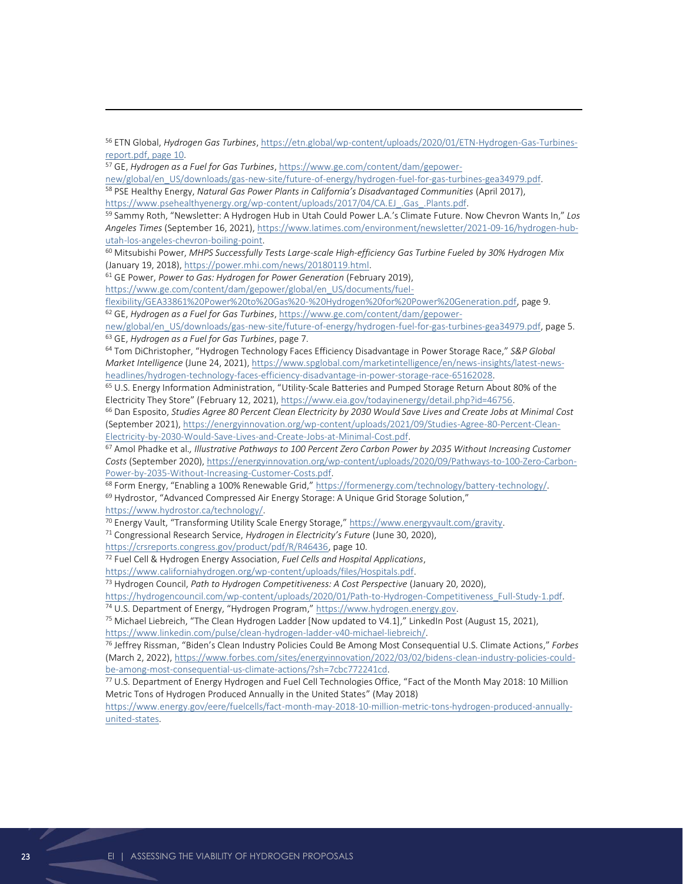[56] ETN Global, *Hydrogen Gas Turbines*, https://etn.global/wp-content/uploads/2020/01/ETN-Hydrogen-Gas-Turbines-report.pdf, page 10.

[57] GE, *Hydrogen as a Fuel for Gas Turbines*, https://www.ge.com/content/dam/gepower-new/global/en_US/downloads/gas-new-site/future-of-energy/hydrogen-fuel-for-gas-turbines-gea34979.pdf.

[58] PSE Healthy Energy, *Natural Gas Power Plants in California's Disadvantaged Communities* (April 2017), https://www.psehealthyenergy.org/wp-content/uploads/2017/04/CA.EJ_.Gas_.Plants.pdf.

[59] Sammy Roth, "Newsletter: A Hydrogen Hub in Utah Could Power L.A.'s Climate Future. Now Chevron Wants In," *Los Angeles Times* (September 16, 2021), https://www.latimes.com/environment/newsletter/2021-09-16/hydrogen-hub-utah-los-angeles-chevron-boiling-point.

[60] Mitsubishi Power, *MHPS Successfully Tests Large-scale High-efficiency Gas Turbine Fueled by 30% Hydrogen Mix* (January 19, 2018), https://power.mhi.com/news/20180119.html.

[61] GE Power, *Power to Gas: Hydrogen for Power Generation* (February 2019), https://www.ge.com/content/dam/gepower/global/en_US/documents/fuel-flexibility/GEA33861%20Power%20to%20Gas%20-%20Hydrogen%20for%20Power%20Generation.pdf, page 9.

[62] GE, *Hydrogen as a Fuel for Gas Turbines*, https://www.ge.com/content/dam/gepower-new/global/en_US/downloads/gas-new-site/future-of-energy/hydrogen-fuel-for-gas-turbines-gea34979.pdf, page 5.

[63] GE, *Hydrogen as a Fuel for Gas Turbines*, page 7.

[64] Tom DiChristopher, "Hydrogen Technology Faces Efficiency Disadvantage in Power Storage Race," *S&P Global Market Intelligence* (June 24, 2021), https://www.spglobal.com/marketintelligence/en/news-insights/latest-news-headlines/hydrogen-technology-faces-efficiency-disadvantage-in-power-storage-race-65162028.

[65] U.S. Energy Information Administration, "Utility-Scale Batteries and Pumped Storage Return About 80% of the Electricity They Store" (February 12, 2021), https://www.eia.gov/todayinenergy/detail.php?id=46756.

[66] Dan Esposito, *Studies Agree 80 Percent Clean Electricity by 2030 Would Save Lives and Create Jobs at Minimal Cost* (September 2021), https://energyinnovation.org/wp-content/uploads/2021/09/Studies-Agree-80-Percent-Clean-Electricity-by-2030-Would-Save-Lives-and-Create-Jobs-at-Minimal-Cost.pdf.

[67] Amol Phadke et al., *Illustrative Pathways to 100 Percent Zero Carbon Power by 2035 Without Increasing Customer Costs* (September 2020), https://energyinnovation.org/wp-content/uploads/2020/09/Pathways-to-100-Zero-Carbon-Power-by-2035-Without-Increasing-Customer-Costs.pdf.

[68] Form Energy, "Enabling a 100% Renewable Grid," https://formenergy.com/technology/battery-technology/.

[69] Hydrostor, "Advanced Compressed Air Energy Storage: A Unique Grid Storage Solution," https://www.hydrostor.ca/technology/.

[70] Energy Vault, "Transforming Utility Scale Energy Storage," https://www.energyvault.com/gravity.

[71] Congressional Research Service, *Hydrogen in Electricity's Future* (June 30, 2020), https://crsreports.congress.gov/product/pdf/R/R46436, page 10.

[72] Fuel Cell & Hydrogen Energy Association, *Fuel Cells and Hospital Applications*, https://www.californiahydrogen.org/wp-content/uploads/files/Hospitals.pdf.

[73] Hydrogen Council, *Path to Hydrogen Competitiveness: A Cost Perspective* (January 20, 2020), https://hydrogencouncil.com/wp-content/uploads/2020/01/Path-to-Hydrogen-Competitiveness_Full-Study-1.pdf.

[74] U.S. Department of Energy, "Hydrogen Program," https://www.hydrogen.energy.gov.

[75] Michael Liebreich, "The Clean Hydrogen Ladder [Now updated to V4.1]," LinkedIn Post (August 15, 2021), https://www.linkedin.com/pulse/clean-hydrogen-ladder-v40-michael-liebreich/.

[76] Jeffrey Rissman, "Biden's Clean Industry Policies Could Be Among Most Consequential U.S. Climate Actions," *Forbes* (March 2, 2022), https://www.forbes.com/sites/energyinnovation/2022/03/02/bidens-clean-industry-policies-could-be-among-most-consequential-us-climate-actions/?sh=7cbc772241cd.

[77] U.S. Department of Energy Hydrogen and Fuel Cell Technologies Office, "Fact of the Month May 2018: 10 Million Metric Tons of Hydrogen Produced Annually in the United States" (May 2018) https://www.energy.gov/eere/fuelcells/fact-month-may-2018-10-million-metric-tons-hydrogen-produced-annually-united-states.